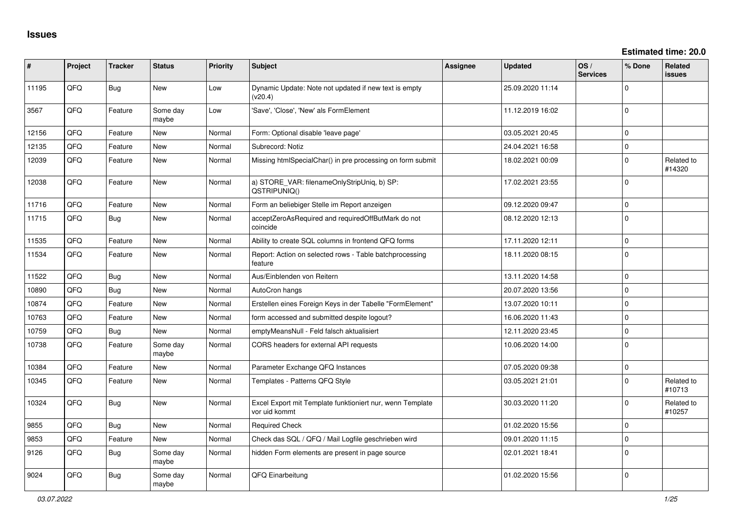# Issues

**Estimated time: 20.0**

| # | Project | Tracker | Status | Priority | Subject | Assignee | Updated | OS / Services | % Done | Related issues |
|---|---|---|---|---|---|---|---|---|---|---|
| 11195 | QFQ | Bug | New | Low | Dynamic Update: Note not updated if new text is empty (v20.4) | | 25.09.2020 11:14 | | 0 | |
| 3567 | QFQ | Feature | Some day maybe | Low | 'Save', 'Close', 'New' als FormElement | | 11.12.2019 16:02 | | 0 | |
| 12156 | QFQ | Feature | New | Normal | Form: Optional disable 'leave page' | | 03.05.2021 20:45 | | 0 | |
| 12135 | QFQ | Feature | New | Normal | Subrecord: Notiz | | 24.04.2021 16:58 | | 0 | |
| 12039 | QFQ | Feature | New | Normal | Missing htmlSpecialChar() in pre processing on form submit | | 18.02.2021 00:09 | | 0 | Related to #14320 |
| 12038 | QFQ | Feature | New | Normal | a) STORE_VAR: filenameOnlyStripUniq, b) SP: QSTRIPUNIQ() | | 17.02.2021 23:55 | | 0 | |
| 11716 | QFQ | Feature | New | Normal | Form an beliebiger Stelle im Report anzeigen | | 09.12.2020 09:47 | | 0 | |
| 11715 | QFQ | Bug | New | Normal | acceptZeroAsRequired and requiredOffButMark do not coincide | | 08.12.2020 12:13 | | 0 | |
| 11535 | QFQ | Feature | New | Normal | Ability to create SQL columns in frontend QFQ forms | | 17.11.2020 12:11 | | 0 | |
| 11534 | QFQ | Feature | New | Normal | Report: Action on selected rows - Table batchprocessing feature | | 18.11.2020 08:15 | | 0 | |
| 11522 | QFQ | Bug | New | Normal | Aus/Einblenden von Reitern | | 13.11.2020 14:58 | | 0 | |
| 10890 | QFQ | Bug | New | Normal | AutoCron hangs | | 20.07.2020 13:56 | | 0 | |
| 10874 | QFQ | Feature | New | Normal | Erstellen eines Foreign Keys in der Tabelle "FormElement" | | 13.07.2020 10:11 | | 0 | |
| 10763 | QFQ | Feature | New | Normal | form accessed and submitted despite logout? | | 16.06.2020 11:43 | | 0 | |
| 10759 | QFQ | Bug | New | Normal | emptyMeansNull - Feld falsch aktualisiert | | 12.11.2020 23:45 | | 0 | |
| 10738 | QFQ | Feature | Some day maybe | Normal | CORS headers for external API requests | | 10.06.2020 14:00 | | 0 | |
| 10384 | QFQ | Feature | New | Normal | Parameter Exchange QFQ Instances | | 07.05.2020 09:38 | | 0 | |
| 10345 | QFQ | Feature | New | Normal | Templates - Patterns QFQ Style | | 03.05.2021 21:01 | | 0 | Related to #10713 |
| 10324 | QFQ | Bug | New | Normal | Excel Export mit Template funktioniert nur, wenn Template vor uid kommt | | 30.03.2020 11:20 | | 0 | Related to #10257 |
| 9855 | QFQ | Bug | New | Normal | Required Check | | 01.02.2020 15:56 | | 0 | |
| 9853 | QFQ | Feature | New | Normal | Check das SQL / QFQ / Mail Logfile geschrieben wird | | 09.01.2020 11:15 | | 0 | |
| 9126 | QFQ | Bug | Some day maybe | Normal | hidden Form elements are present in page source | | 02.01.2021 18:41 | | 0 | |
| 9024 | QFQ | Bug | Some day maybe | Normal | QFQ Einarbeitung | | 01.02.2020 15:56 | | 0 | |

*03.07.2022*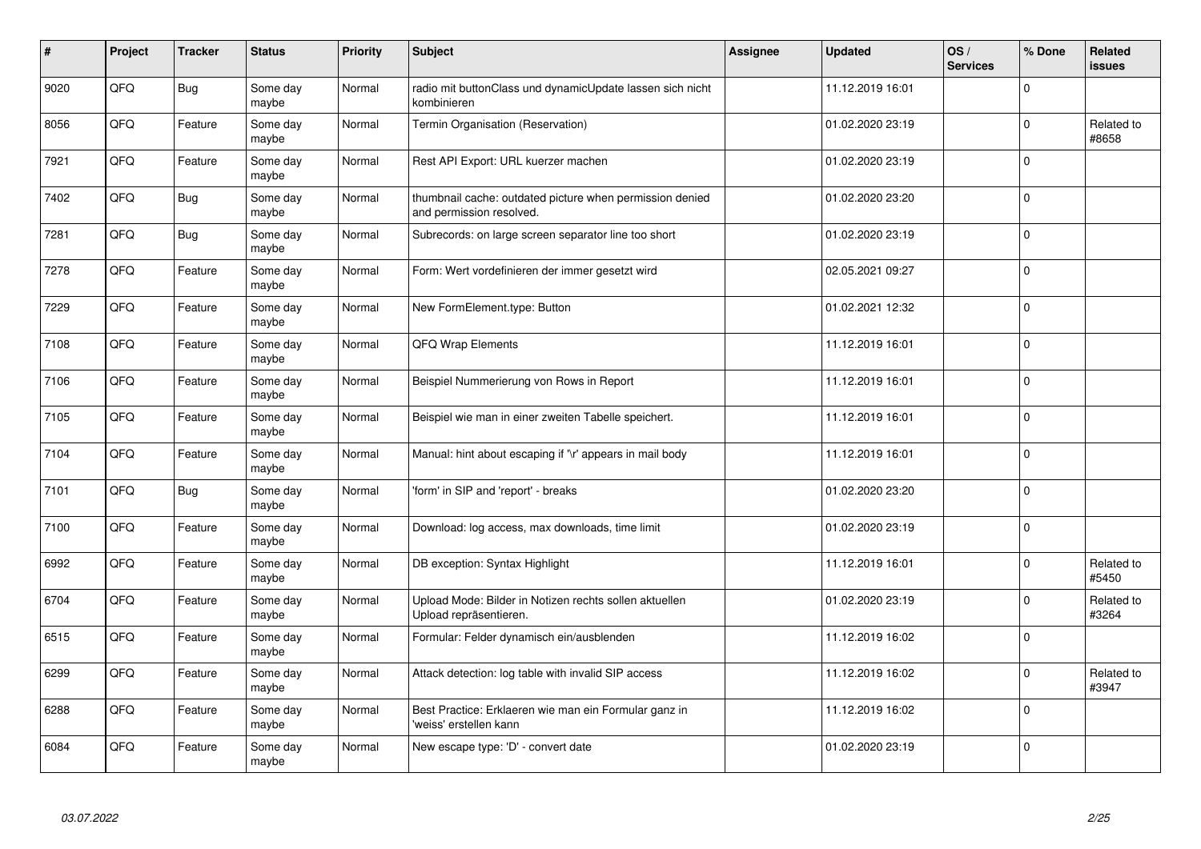| # | Project | Tracker | Status | Priority | Subject | Assignee | Updated | OS / Services | % Done | Related issues |
|---|---|---|---|---|---|---|---|---|---|---|
| 9020 | QFQ | Bug | Some day maybe | Normal | radio mit buttonClass und dynamicUpdate lassen sich nicht kombinieren | | 11.12.2019 16:01 | | 0 | |
| 8056 | QFQ | Feature | Some day maybe | Normal | Termin Organisation (Reservation) | | 01.02.2020 23:19 | | 0 | Related to #8658 |
| 7921 | QFQ | Feature | Some day maybe | Normal | Rest API Export: URL kuerzer machen | | 01.02.2020 23:19 | | 0 | |
| 7402 | QFQ | Bug | Some day maybe | Normal | thumbnail cache: outdated picture when permission denied and permission resolved. | | 01.02.2020 23:20 | | 0 | |
| 7281 | QFQ | Bug | Some day maybe | Normal | Subrecords: on large screen separator line too short | | 01.02.2020 23:19 | | 0 | |
| 7278 | QFQ | Feature | Some day maybe | Normal | Form: Wert vordefinieren der immer gesetzt wird | | 02.05.2021 09:27 | | 0 | |
| 7229 | QFQ | Feature | Some day maybe | Normal | New FormElement.type: Button | | 01.02.2021 12:32 | | 0 | |
| 7108 | QFQ | Feature | Some day maybe | Normal | QFQ Wrap Elements | | 11.12.2019 16:01 | | 0 | |
| 7106 | QFQ | Feature | Some day maybe | Normal | Beispiel Nummerierung von Rows in Report | | 11.12.2019 16:01 | | 0 | |
| 7105 | QFQ | Feature | Some day maybe | Normal | Beispiel wie man in einer zweiten Tabelle speichert. | | 11.12.2019 16:01 | | 0 | |
| 7104 | QFQ | Feature | Some day maybe | Normal | Manual: hint about escaping if '\r' appears in mail body | | 11.12.2019 16:01 | | 0 | |
| 7101 | QFQ | Bug | Some day maybe | Normal | 'form' in SIP and 'report' - breaks | | 01.02.2020 23:20 | | 0 | |
| 7100 | QFQ | Feature | Some day maybe | Normal | Download: log access, max downloads, time limit | | 01.02.2020 23:19 | | 0 | |
| 6992 | QFQ | Feature | Some day maybe | Normal | DB exception: Syntax Highlight | | 11.12.2019 16:01 | | 0 | Related to #5450 |
| 6704 | QFQ | Feature | Some day maybe | Normal | Upload Mode: Bilder in Notizen rechts sollen aktuellen Upload repräsentieren. | | 01.02.2020 23:19 | | 0 | Related to #3264 |
| 6515 | QFQ | Feature | Some day maybe | Normal | Formular: Felder dynamisch ein/ausblenden | | 11.12.2019 16:02 | | 0 | |
| 6299 | QFQ | Feature | Some day maybe | Normal | Attack detection: log table with invalid SIP access | | 11.12.2019 16:02 | | 0 | Related to #3947 |
| 6288 | QFQ | Feature | Some day maybe | Normal | Best Practice: Erklaeren wie man ein Formular ganz in 'weiss' erstellen kann | | 11.12.2019 16:02 | | 0 | |
| 6084 | QFQ | Feature | Some day maybe | Normal | New escape type: 'D' - convert date | | 01.02.2020 23:19 | | 0 | |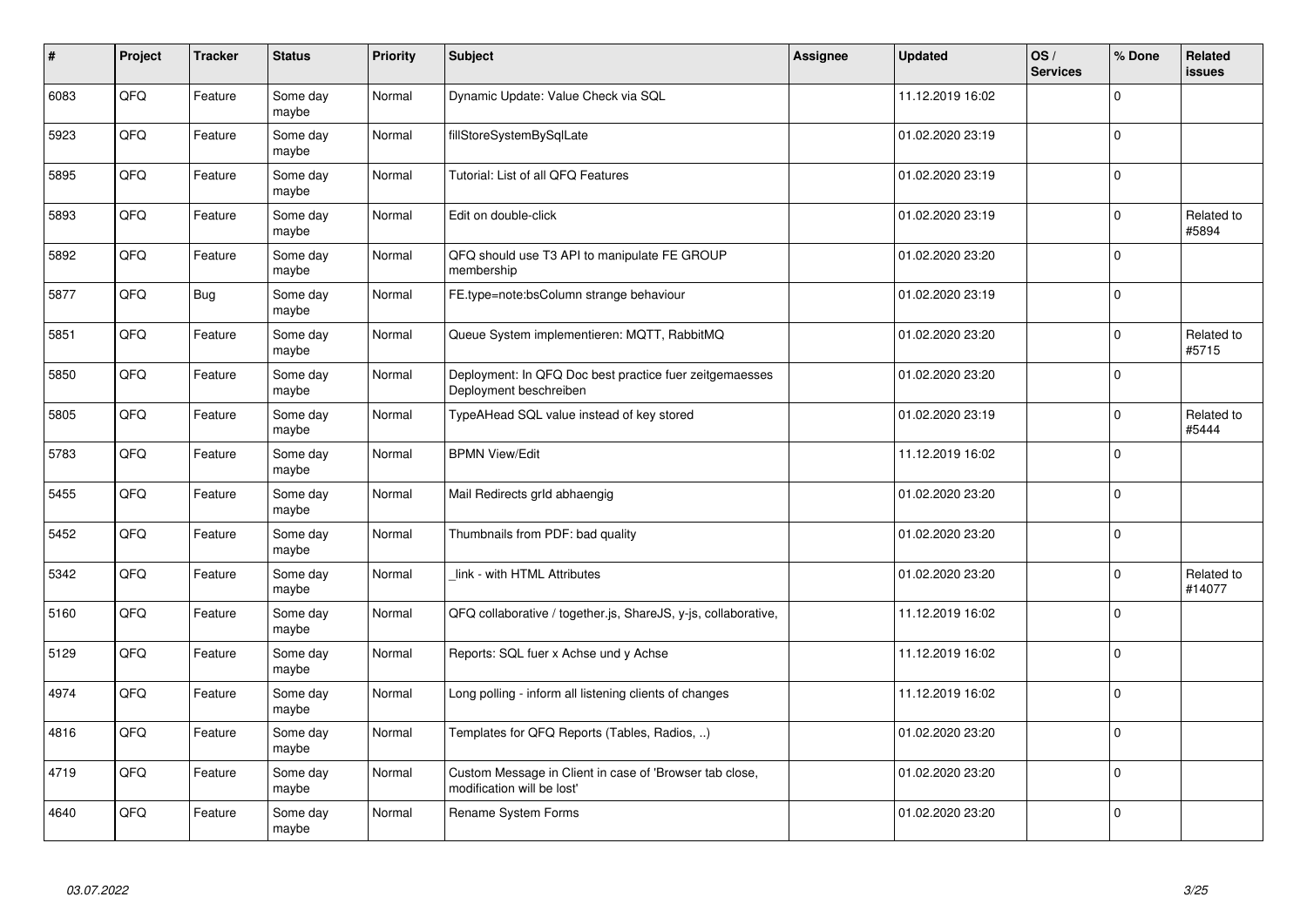| # | Project | Tracker | Status | Priority | Subject | Assignee | Updated | OS / Services | % Done | Related issues |
|---|---|---|---|---|---|---|---|---|---|---|
| 6083 | QFQ | Feature | Some day maybe | Normal | Dynamic Update: Value Check via SQL | | 11.12.2019 16:02 | | 0 | |
| 5923 | QFQ | Feature | Some day maybe | Normal | fillStoreSystemBySqlLate | | 01.02.2020 23:19 | | 0 | |
| 5895 | QFQ | Feature | Some day maybe | Normal | Tutorial: List of all QFQ Features | | 01.02.2020 23:19 | | 0 | |
| 5893 | QFQ | Feature | Some day maybe | Normal | Edit on double-click | | 01.02.2020 23:19 | | 0 | Related to #5894 |
| 5892 | QFQ | Feature | Some day maybe | Normal | QFQ should use T3 API to manipulate FE GROUP membership | | 01.02.2020 23:20 | | 0 | |
| 5877 | QFQ | Bug | Some day maybe | Normal | FE.type=note:bsColumn strange behaviour | | 01.02.2020 23:19 | | 0 | |
| 5851 | QFQ | Feature | Some day maybe | Normal | Queue System implementieren: MQTT, RabbitMQ | | 01.02.2020 23:20 | | 0 | Related to #5715 |
| 5850 | QFQ | Feature | Some day maybe | Normal | Deployment: In QFQ Doc best practice fuer zeitgemaesses Deployment beschreiben | | 01.02.2020 23:20 | | 0 | |
| 5805 | QFQ | Feature | Some day maybe | Normal | TypeAHead SQL value instead of key stored | | 01.02.2020 23:19 | | 0 | Related to #5444 |
| 5783 | QFQ | Feature | Some day maybe | Normal | BPMN View/Edit | | 11.12.2019 16:02 | | 0 | |
| 5455 | QFQ | Feature | Some day maybe | Normal | Mail Redirects grId abhaengig | | 01.02.2020 23:20 | | 0 | |
| 5452 | QFQ | Feature | Some day maybe | Normal | Thumbnails from PDF: bad quality | | 01.02.2020 23:20 | | 0 | |
| 5342 | QFQ | Feature | Some day maybe | Normal | _link - with HTML Attributes | | 01.02.2020 23:20 | | 0 | Related to #14077 |
| 5160 | QFQ | Feature | Some day maybe | Normal | QFQ collaborative / together.js, ShareJS, y-js, collaborative, | | 11.12.2019 16:02 | | 0 | |
| 5129 | QFQ | Feature | Some day maybe | Normal | Reports: SQL fuer x Achse und y Achse | | 11.12.2019 16:02 | | 0 | |
| 4974 | QFQ | Feature | Some day maybe | Normal | Long polling - inform all listening clients of changes | | 11.12.2019 16:02 | | 0 | |
| 4816 | QFQ | Feature | Some day maybe | Normal | Templates for QFQ Reports (Tables, Radios, ..) | | 01.02.2020 23:20 | | 0 | |
| 4719 | QFQ | Feature | Some day maybe | Normal | Custom Message in Client in case of 'Browser tab close, modification will be lost' | | 01.02.2020 23:20 | | 0 | |
| 4640 | QFQ | Feature | Some day maybe | Normal | Rename System Forms | | 01.02.2020 23:20 | | 0 | |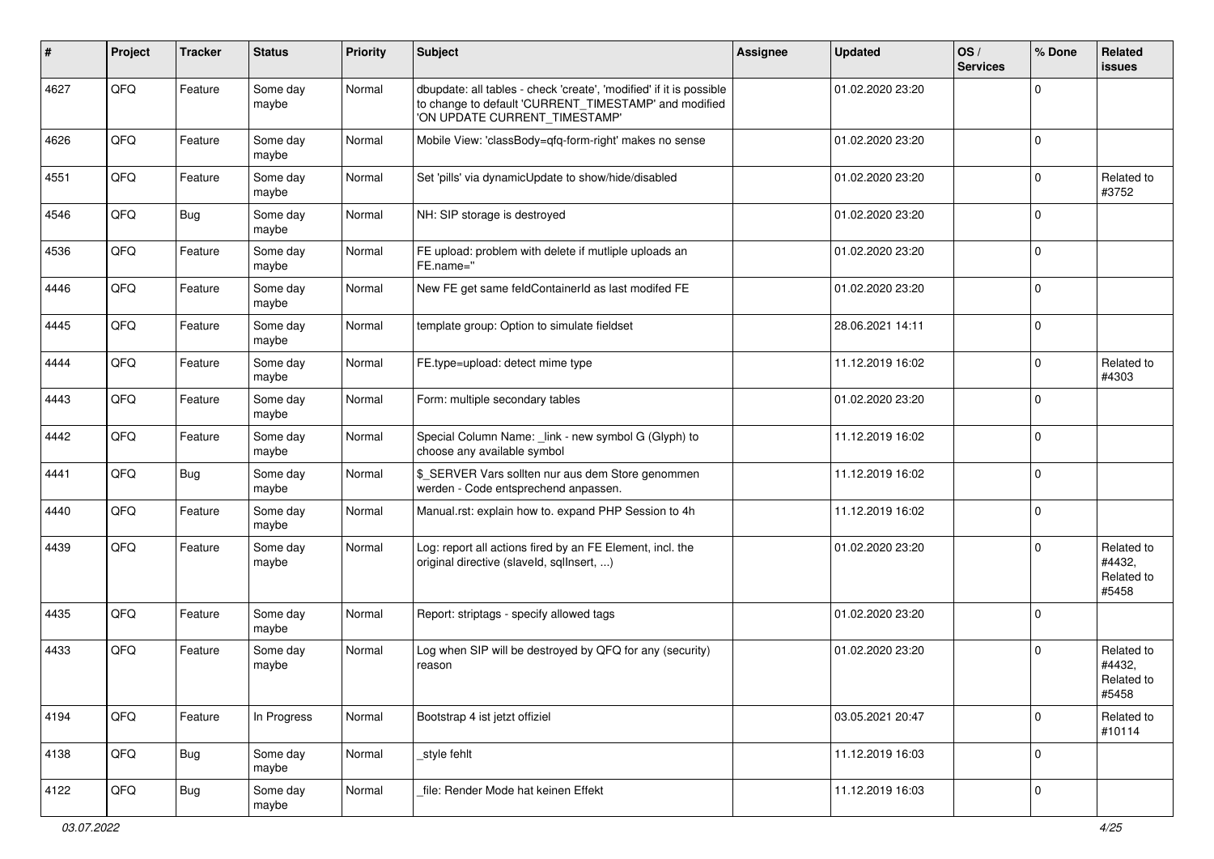| # | Project | Tracker | Status | Priority | Subject | Assignee | Updated | OS / Services | % Done | Related issues |
|---|---|---|---|---|---|---|---|---|---|---|
| 4627 | QFQ | Feature | Some day maybe | Normal | dbupdate: all tables - check 'create', 'modified' if it is possible to change to default 'CURRENT_TIMESTAMP' and modified 'ON UPDATE CURRENT_TIMESTAMP' | | 01.02.2020 23:20 | | 0 | |
| 4626 | QFQ | Feature | Some day maybe | Normal | Mobile View: 'classBody=qfq-form-right' makes no sense | | 01.02.2020 23:20 | | 0 | |
| 4551 | QFQ | Feature | Some day maybe | Normal | Set 'pills' via dynamicUpdate to show/hide/disabled | | 01.02.2020 23:20 | | 0 | Related to #3752 |
| 4546 | QFQ | Bug | Some day maybe | Normal | NH: SIP storage is destroyed | | 01.02.2020 23:20 | | 0 | |
| 4536 | QFQ | Feature | Some day maybe | Normal | FE upload: problem with delete if mutliple uploads an FE.name=" | | 01.02.2020 23:20 | | 0 | |
| 4446 | QFQ | Feature | Some day maybe | Normal | New FE get same feldContainerId as last modifed FE | | 01.02.2020 23:20 | | 0 | |
| 4445 | QFQ | Feature | Some day maybe | Normal | template group: Option to simulate fieldset | | 28.06.2021 14:11 | | 0 | |
| 4444 | QFQ | Feature | Some day maybe | Normal | FE.type=upload: detect mime type | | 11.12.2019 16:02 | | 0 | Related to #4303 |
| 4443 | QFQ | Feature | Some day maybe | Normal | Form: multiple secondary tables | | 01.02.2020 23:20 | | 0 | |
| 4442 | QFQ | Feature | Some day maybe | Normal | Special Column Name: _link - new symbol G (Glyph) to choose any available symbol | | 11.12.2019 16:02 | | 0 | |
| 4441 | QFQ | Bug | Some day maybe | Normal | $_SERVER Vars sollten nur aus dem Store genommen werden - Code entsprechend anpassen. | | 11.12.2019 16:02 | | 0 | |
| 4440 | QFQ | Feature | Some day maybe | Normal | Manual.rst: explain how to. expand PHP Session to 4h | | 11.12.2019 16:02 | | 0 | |
| 4439 | QFQ | Feature | Some day maybe | Normal | Log: report all actions fired by an FE Element, incl. the original directive (slaveId, sqlInsert, ...) | | 01.02.2020 23:20 | | 0 | Related to #4432, Related to #5458 |
| 4435 | QFQ | Feature | Some day maybe | Normal | Report: striptags - specify allowed tags | | 01.02.2020 23:20 | | 0 | |
| 4433 | QFQ | Feature | Some day maybe | Normal | Log when SIP will be destroyed by QFQ for any (security) reason | | 01.02.2020 23:20 | | 0 | Related to #4432, Related to #5458 |
| 4194 | QFQ | Feature | In Progress | Normal | Bootstrap 4 ist jetzt offiziel | | 03.05.2021 20:47 | | 0 | Related to #10114 |
| 4138 | QFQ | Bug | Some day maybe | Normal | _style fehlt | | 11.12.2019 16:03 | | 0 | |
| 4122 | QFQ | Bug | Some day maybe | Normal | _file: Render Mode hat keinen Effekt | | 11.12.2019 16:03 | | 0 | |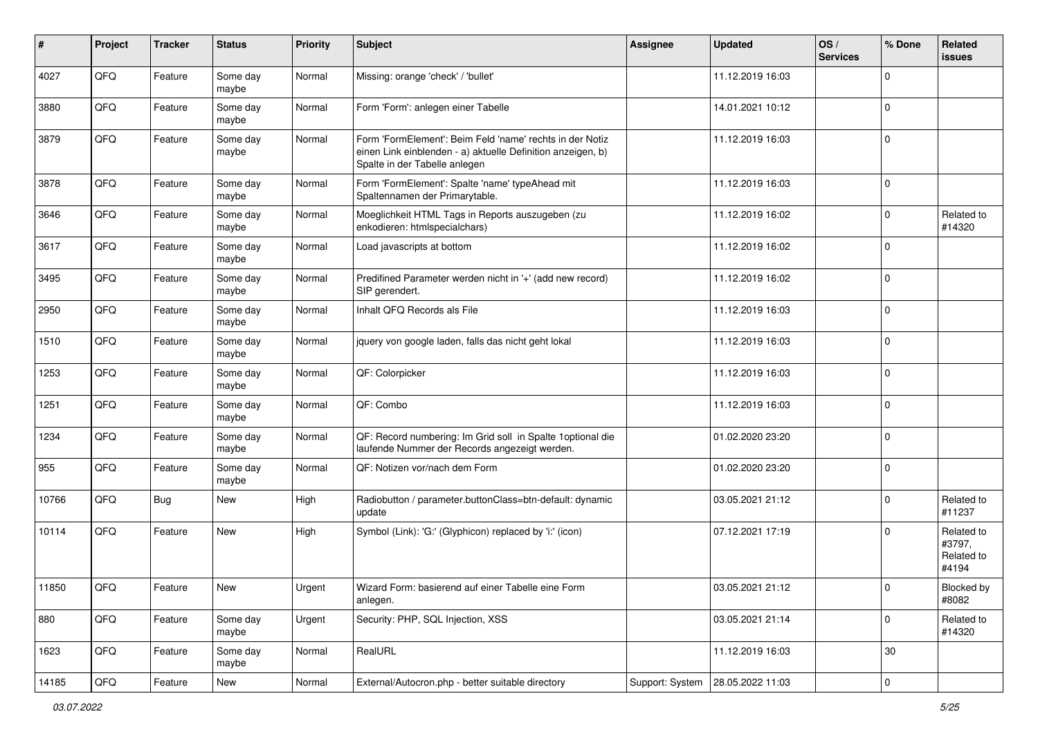| # | Project | Tracker | Status | Priority | Subject | Assignee | Updated | OS / Services | % Done | Related issues |
|---|---|---|---|---|---|---|---|---|---|---|
| 4027 | QFQ | Feature | Some day maybe | Normal | Missing: orange 'check' / 'bullet' | | 11.12.2019 16:03 | | 0 | |
| 3880 | QFQ | Feature | Some day maybe | Normal | Form 'Form': anlegen einer Tabelle | | 14.01.2021 10:12 | | 0 | |
| 3879 | QFQ | Feature | Some day maybe | Normal | Form 'FormElement': Beim Feld 'name' rechts in der Notiz einen Link einblenden - a) aktuelle Definition anzeigen, b) Spalte in der Tabelle anlegen | | 11.12.2019 16:03 | | 0 | |
| 3878 | QFQ | Feature | Some day maybe | Normal | Form 'FormElement': Spalte 'name' typeAhead mit Spaltennamen der Primarytable. | | 11.12.2019 16:03 | | 0 | |
| 3646 | QFQ | Feature | Some day maybe | Normal | Moeglichkeit HTML Tags in Reports auszugeben (zu enkodieren: htmlspecialchars) | | 11.12.2019 16:02 | | 0 | Related to #14320 |
| 3617 | QFQ | Feature | Some day maybe | Normal | Load javascripts at bottom | | 11.12.2019 16:02 | | 0 | |
| 3495 | QFQ | Feature | Some day maybe | Normal | Predifined Parameter werden nicht in '+' (add new record) SIP gerendert. | | 11.12.2019 16:02 | | 0 | |
| 2950 | QFQ | Feature | Some day maybe | Normal | Inhalt QFQ Records als File | | 11.12.2019 16:03 | | 0 | |
| 1510 | QFQ | Feature | Some day maybe | Normal | jquery von google laden, falls das nicht geht lokal | | 11.12.2019 16:03 | | 0 | |
| 1253 | QFQ | Feature | Some day maybe | Normal | QF: Colorpicker | | 11.12.2019 16:03 | | 0 | |
| 1251 | QFQ | Feature | Some day maybe | Normal | QF: Combo | | 11.12.2019 16:03 | | 0 | |
| 1234 | QFQ | Feature | Some day maybe | Normal | QF: Record numbering: Im Grid soll in Spalte 1optional die laufende Nummer der Records angezeigt werden. | | 01.02.2020 23:20 | | 0 | |
| 955 | QFQ | Feature | Some day maybe | Normal | QF: Notizen vor/nach dem Form | | 01.02.2020 23:20 | | 0 | |
| 10766 | QFQ | Bug | New | High | Radiobutton / parameter.buttonClass=btn-default: dynamic update | | 03.05.2021 21:12 | | 0 | Related to #11237 |
| 10114 | QFQ | Feature | New | High | Symbol (Link): 'G:' (Glyphicon) replaced by 'i:' (icon) | | 07.12.2021 17:19 | | 0 | Related to #3797, Related to #4194 |
| 11850 | QFQ | Feature | New | Urgent | Wizard Form: basierend auf einer Tabelle eine Form anlegen. | | 03.05.2021 21:12 | | 0 | Blocked by #8082 |
| 880 | QFQ | Feature | Some day maybe | Urgent | Security: PHP, SQL Injection, XSS | | 03.05.2021 21:14 | | 0 | Related to #14320 |
| 1623 | QFQ | Feature | Some day maybe | Normal | RealURL | | 11.12.2019 16:03 | | 30 | |
| 14185 | QFQ | Feature | New | Normal | External/Autocron.php - better suitable directory | Support: System | 28.05.2022 11:03 | | 0 | |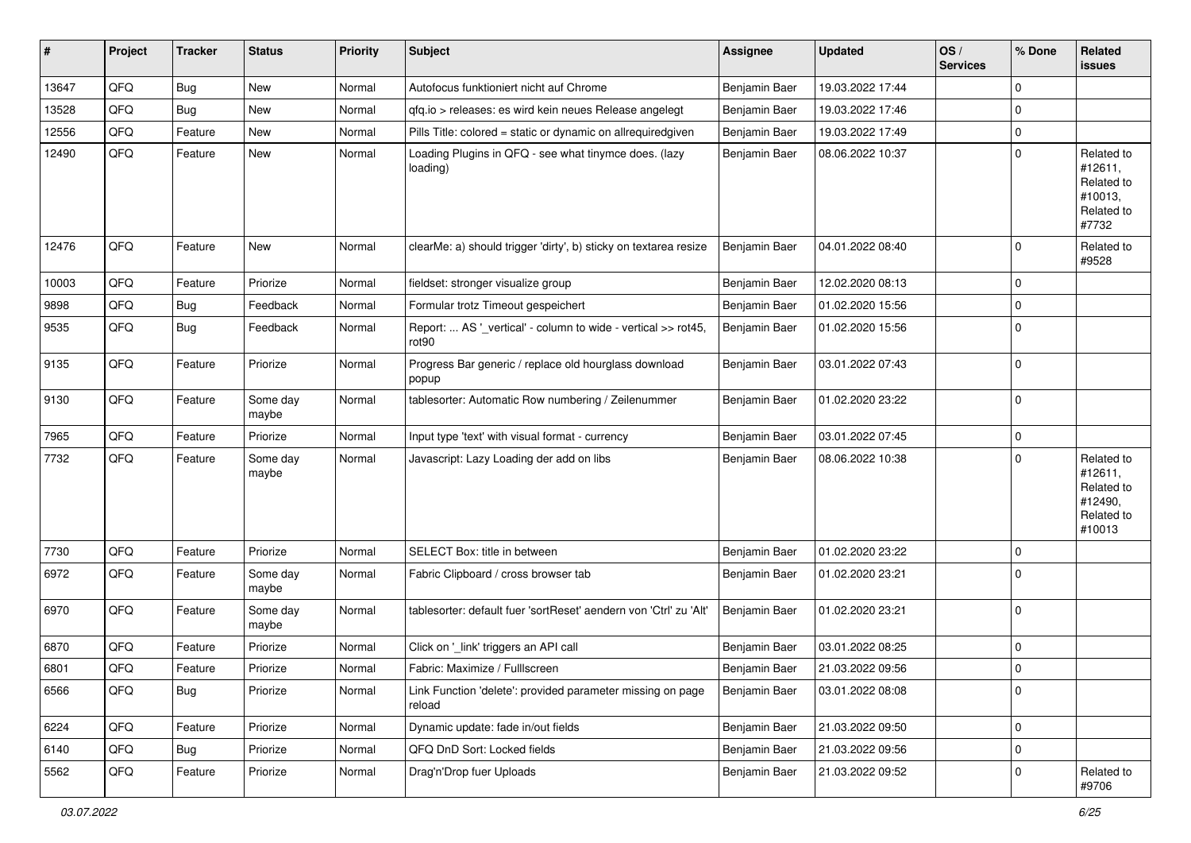| # | Project | Tracker | Status | Priority | Subject | Assignee | Updated | OS / Services | % Done | Related issues |
|---|---|---|---|---|---|---|---|---|---|---|
| 13647 | QFQ | Bug | New | Normal | Autofocus funktioniert nicht auf Chrome | Benjamin Baer | 19.03.2022 17:44 | | 0 | |
| 13528 | QFQ | Bug | New | Normal | qfq.io > releases: es wird kein neues Release angelegt | Benjamin Baer | 19.03.2022 17:46 | | 0 | |
| 12556 | QFQ | Feature | New | Normal | Pills Title: colored = static or dynamic on allrequiredgiven | Benjamin Baer | 19.03.2022 17:49 | | 0 | |
| 12490 | QFQ | Feature | New | Normal | Loading Plugins in QFQ - see what tinymce does. (lazy loading) | Benjamin Baer | 08.06.2022 10:37 | | 0 | Related to #12611, Related to #10013, Related to #7732 |
| 12476 | QFQ | Feature | New | Normal | clearMe: a) should trigger 'dirty', b) sticky on textarea resize | Benjamin Baer | 04.01.2022 08:40 | | 0 | Related to #9528 |
| 10003 | QFQ | Feature | Priorize | Normal | fieldset: stronger visualize group | Benjamin Baer | 12.02.2020 08:13 | | 0 | |
| 9898 | QFQ | Bug | Feedback | Normal | Formular trotz Timeout gespeichert | Benjamin Baer | 01.02.2020 15:56 | | 0 | |
| 9535 | QFQ | Bug | Feedback | Normal | Report: ... AS '_vertical' - column to wide - vertical >> rot45, rot90 | Benjamin Baer | 01.02.2020 15:56 | | 0 | |
| 9135 | QFQ | Feature | Priorize | Normal | Progress Bar generic / replace old hourglass download popup | Benjamin Baer | 03.01.2022 07:43 | | 0 | |
| 9130 | QFQ | Feature | Some day maybe | Normal | tablesorter: Automatic Row numbering / Zeilenummer | Benjamin Baer | 01.02.2020 23:22 | | 0 | |
| 7965 | QFQ | Feature | Priorize | Normal | Input type 'text' with visual format - currency | Benjamin Baer | 03.01.2022 07:45 | | 0 | |
| 7732 | QFQ | Feature | Some day maybe | Normal | Javascript: Lazy Loading der add on libs | Benjamin Baer | 08.06.2022 10:38 | | 0 | Related to #12611, Related to #12490, Related to #10013 |
| 7730 | QFQ | Feature | Priorize | Normal | SELECT Box: title in between | Benjamin Baer | 01.02.2020 23:22 | | 0 | |
| 6972 | QFQ | Feature | Some day maybe | Normal | Fabric Clipboard / cross browser tab | Benjamin Baer | 01.02.2020 23:21 | | 0 | |
| 6970 | QFQ | Feature | Some day maybe | Normal | tablesorter: default fuer 'sortReset' aendern von 'Ctrl' zu 'Alt' | Benjamin Baer | 01.02.2020 23:21 | | 0 | |
| 6870 | QFQ | Feature | Priorize | Normal | Click on '_link' triggers an API call | Benjamin Baer | 03.01.2022 08:25 | | 0 | |
| 6801 | QFQ | Feature | Priorize | Normal | Fabric: Maximize / Fulllscreen | Benjamin Baer | 21.03.2022 09:56 | | 0 | |
| 6566 | QFQ | Bug | Priorize | Normal | Link Function 'delete': provided parameter missing on page reload | Benjamin Baer | 03.01.2022 08:08 | | 0 | |
| 6224 | QFQ | Feature | Priorize | Normal | Dynamic update: fade in/out fields | Benjamin Baer | 21.03.2022 09:50 | | 0 | |
| 6140 | QFQ | Bug | Priorize | Normal | QFQ DnD Sort: Locked fields | Benjamin Baer | 21.03.2022 09:56 | | 0 | |
| 5562 | QFQ | Feature | Priorize | Normal | Drag'n'Drop fuer Uploads | Benjamin Baer | 21.03.2022 09:52 | | 0 | Related to #9706 |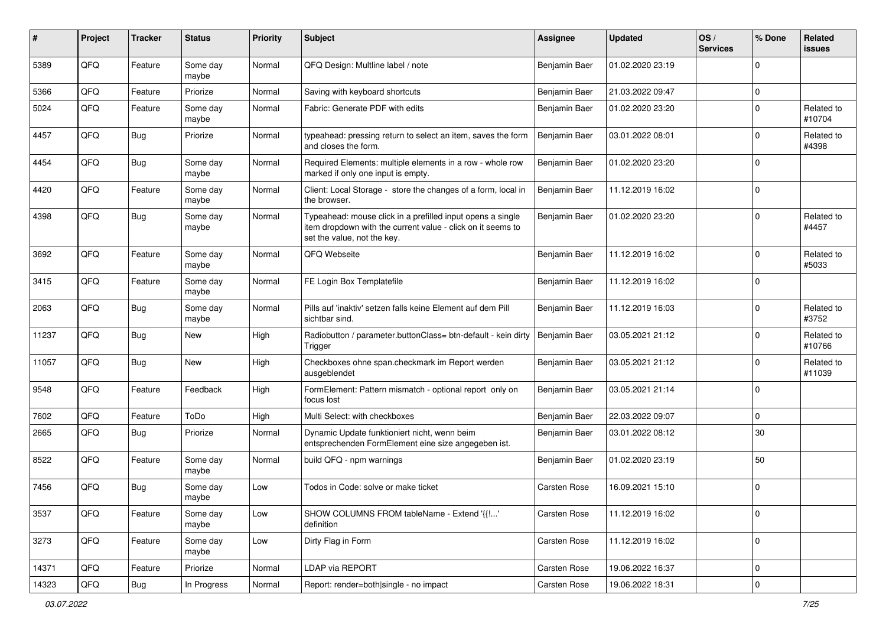| # | Project | Tracker | Status | Priority | Subject | Assignee | Updated | OS / Services | % Done | Related issues |
|---|---|---|---|---|---|---|---|---|---|---|
| 5389 | QFQ | Feature | Some day maybe | Normal | QFQ Design: Multline label / note | Benjamin Baer | 01.02.2020 23:19 | | 0 | |
| 5366 | QFQ | Feature | Priorize | Normal | Saving with keyboard shortcuts | Benjamin Baer | 21.03.2022 09:47 | | 0 | |
| 5024 | QFQ | Feature | Some day maybe | Normal | Fabric: Generate PDF with edits | Benjamin Baer | 01.02.2020 23:20 | | 0 | Related to #10704 |
| 4457 | QFQ | Bug | Priorize | Normal | typeahead: pressing return to select an item, saves the form and closes the form. | Benjamin Baer | 03.01.2022 08:01 | | 0 | Related to #4398 |
| 4454 | QFQ | Bug | Some day maybe | Normal | Required Elements: multiple elements in a row - whole row marked if only one input is empty. | Benjamin Baer | 01.02.2020 23:20 | | 0 | |
| 4420 | QFQ | Feature | Some day maybe | Normal | Client: Local Storage - store the changes of a form, local in the browser. | Benjamin Baer | 11.12.2019 16:02 | | 0 | |
| 4398 | QFQ | Bug | Some day maybe | Normal | Typeahead: mouse click in a prefilled input opens a single item dropdown with the current value - click on it seems to set the value, not the key. | Benjamin Baer | 01.02.2020 23:20 | | 0 | Related to #4457 |
| 3692 | QFQ | Feature | Some day maybe | Normal | QFQ Webseite | Benjamin Baer | 11.12.2019 16:02 | | 0 | Related to #5033 |
| 3415 | QFQ | Feature | Some day maybe | Normal | FE Login Box Templatefile | Benjamin Baer | 11.12.2019 16:02 | | 0 | |
| 2063 | QFQ | Bug | Some day maybe | Normal | Pills auf 'inaktiv' setzen falls keine Element auf dem Pill sichtbar sind. | Benjamin Baer | 11.12.2019 16:03 | | 0 | Related to #3752 |
| 11237 | QFQ | Bug | New | High | Radiobutton / parameter.buttonClass= btn-default - kein dirty Trigger | Benjamin Baer | 03.05.2021 21:12 | | 0 | Related to #10766 |
| 11057 | QFQ | Bug | New | High | Checkboxes ohne span.checkmark im Report werden ausgeblendet | Benjamin Baer | 03.05.2021 21:12 | | 0 | Related to #11039 |
| 9548 | QFQ | Feature | Feedback | High | FormElement: Pattern mismatch - optional report only on focus lost | Benjamin Baer | 03.05.2021 21:14 | | 0 | |
| 7602 | QFQ | Feature | ToDo | High | Multi Select: with checkboxes | Benjamin Baer | 22.03.2022 09:07 | | 0 | |
| 2665 | QFQ | Bug | Priorize | Normal | Dynamic Update funktioniert nicht, wenn beim entsprechenden FormElement eine size angegeben ist. | Benjamin Baer | 03.01.2022 08:12 | | 30 | |
| 8522 | QFQ | Feature | Some day maybe | Normal | build QFQ - npm warnings | Benjamin Baer | 01.02.2020 23:19 | | 50 | |
| 7456 | QFQ | Bug | Some day maybe | Low | Todos in Code: solve or make ticket | Carsten Rose | 16.09.2021 15:10 | | 0 | |
| 3537 | QFQ | Feature | Some day maybe | Low | SHOW COLUMNS FROM tableName - Extend '{{!...' definition | Carsten Rose | 11.12.2019 16:02 | | 0 | |
| 3273 | QFQ | Feature | Some day maybe | Low | Dirty Flag in Form | Carsten Rose | 11.12.2019 16:02 | | 0 | |
| 14371 | QFQ | Feature | Priorize | Normal | LDAP via REPORT | Carsten Rose | 19.06.2022 16:37 | | 0 | |
| 14323 | QFQ | Bug | In Progress | Normal | Report: render=both\|single - no impact | Carsten Rose | 19.06.2022 18:31 | | 0 | |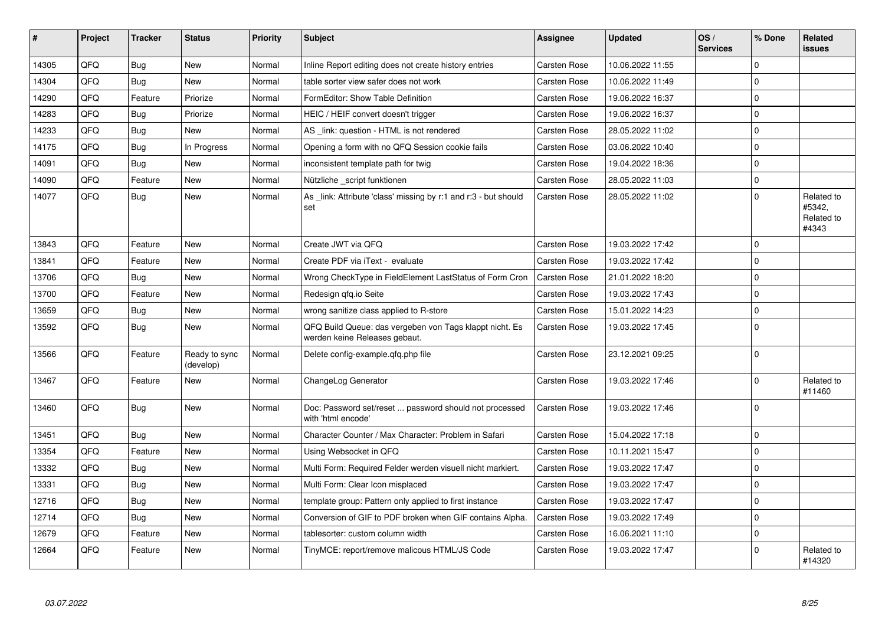| # | Project | Tracker | Status | Priority | Subject | Assignee | Updated | OS / Services | % Done | Related issues |
|---|---|---|---|---|---|---|---|---|---|---|
| 14305 | QFQ | Bug | New | Normal | Inline Report editing does not create history entries | Carsten Rose | 10.06.2022 11:55 | | 0 | |
| 14304 | QFQ | Bug | New | Normal | table sorter view safer does not work | Carsten Rose | 10.06.2022 11:49 | | 0 | |
| 14290 | QFQ | Feature | Priorize | Normal | FormEditor: Show Table Definition | Carsten Rose | 19.06.2022 16:37 | | 0 | |
| 14283 | QFQ | Bug | Priorize | Normal | HEIC / HEIF convert doesn't trigger | Carsten Rose | 19.06.2022 16:37 | | 0 | |
| 14233 | QFQ | Bug | New | Normal | AS _link: question - HTML is not rendered | Carsten Rose | 28.05.2022 11:02 | | 0 | |
| 14175 | QFQ | Bug | In Progress | Normal | Opening a form with no QFQ Session cookie fails | Carsten Rose | 03.06.2022 10:40 | | 0 | |
| 14091 | QFQ | Bug | New | Normal | inconsistent template path for twig | Carsten Rose | 19.04.2022 18:36 | | 0 | |
| 14090 | QFQ | Feature | New | Normal | Nützliche _script funktionen | Carsten Rose | 28.05.2022 11:03 | | 0 | |
| 14077 | QFQ | Bug | New | Normal | As _link: Attribute 'class' missing by r:1 and r:3 - but should set | Carsten Rose | 28.05.2022 11:02 | | 0 | Related to #5342, Related to #4343 |
| 13843 | QFQ | Feature | New | Normal | Create JWT via QFQ | Carsten Rose | 19.03.2022 17:42 | | 0 | |
| 13841 | QFQ | Feature | New | Normal | Create PDF via iText - evaluate | Carsten Rose | 19.03.2022 17:42 | | 0 | |
| 13706 | QFQ | Bug | New | Normal | Wrong CheckType in FieldElement LastStatus of Form Cron | Carsten Rose | 21.01.2022 18:20 | | 0 | |
| 13700 | QFQ | Feature | New | Normal | Redesign qfq.io Seite | Carsten Rose | 19.03.2022 17:43 | | 0 | |
| 13659 | QFQ | Bug | New | Normal | wrong sanitize class applied to R-store | Carsten Rose | 15.01.2022 14:23 | | 0 | |
| 13592 | QFQ | Bug | New | Normal | QFQ Build Queue: das vergeben von Tags klappt nicht. Es werden keine Releases gebaut. | Carsten Rose | 19.03.2022 17:45 | | 0 | |
| 13566 | QFQ | Feature | Ready to sync (develop) | Normal | Delete config-example.qfq.php file | Carsten Rose | 23.12.2021 09:25 | | 0 | |
| 13467 | QFQ | Feature | New | Normal | ChangeLog Generator | Carsten Rose | 19.03.2022 17:46 | | 0 | Related to #11460 |
| 13460 | QFQ | Bug | New | Normal | Doc: Password set/reset ... password should not processed with 'html encode' | Carsten Rose | 19.03.2022 17:46 | | 0 | |
| 13451 | QFQ | Bug | New | Normal | Character Counter / Max Character: Problem in Safari | Carsten Rose | 15.04.2022 17:18 | | 0 | |
| 13354 | QFQ | Feature | New | Normal | Using Websocket in QFQ | Carsten Rose | 10.11.2021 15:47 | | 0 | |
| 13332 | QFQ | Bug | New | Normal | Multi Form: Required Felder werden visuell nicht markiert. | Carsten Rose | 19.03.2022 17:47 | | 0 | |
| 13331 | QFQ | Bug | New | Normal | Multi Form: Clear Icon misplaced | Carsten Rose | 19.03.2022 17:47 | | 0 | |
| 12716 | QFQ | Bug | New | Normal | template group: Pattern only applied to first instance | Carsten Rose | 19.03.2022 17:47 | | 0 | |
| 12714 | QFQ | Bug | New | Normal | Conversion of GIF to PDF broken when GIF contains Alpha. | Carsten Rose | 19.03.2022 17:49 | | 0 | |
| 12679 | QFQ | Feature | New | Normal | tablesorter: custom column width | Carsten Rose | 16.06.2021 11:10 | | 0 | |
| 12664 | QFQ | Feature | New | Normal | TinyMCE: report/remove malicous HTML/JS Code | Carsten Rose | 19.03.2022 17:47 | | 0 | Related to #14320 |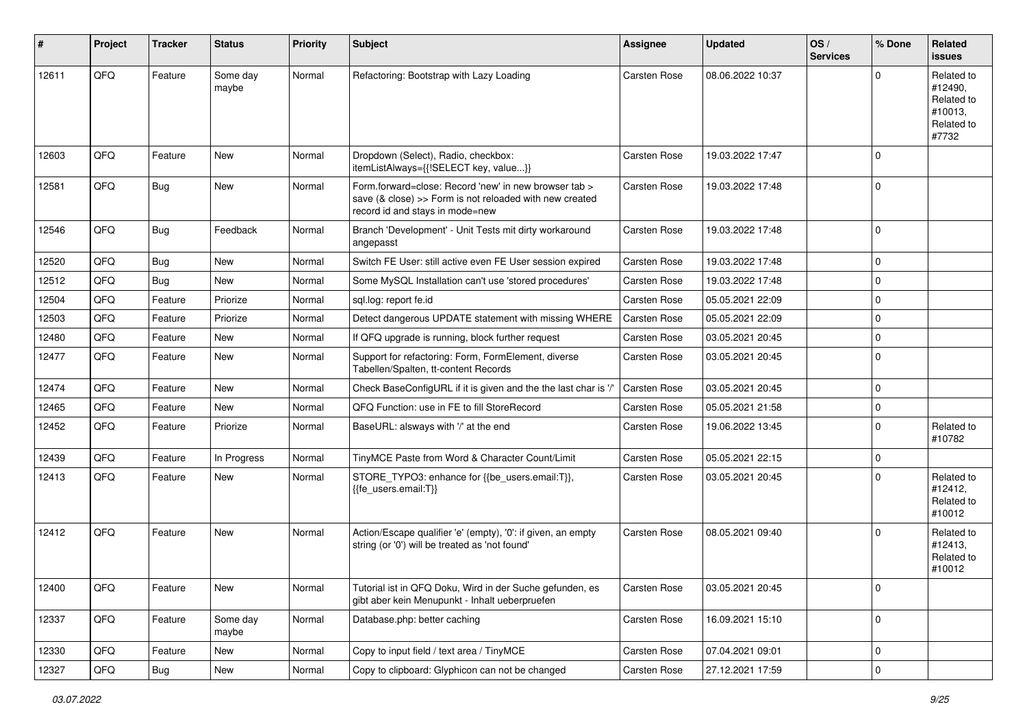| # | Project | Tracker | Status | Priority | Subject | Assignee | Updated | OS / Services | % Done | Related issues |
|---|---|---|---|---|---|---|---|---|---|---|
| 12611 | QFQ | Feature | Some day maybe | Normal | Refactoring: Bootstrap with Lazy Loading | Carsten Rose | 08.06.2022 10:37 | | 0 | Related to #12490, Related to #10013, Related to #7732 |
| 12603 | QFQ | Feature | New | Normal | Dropdown (Select), Radio, checkbox: itemListAlways={{!SELECT key, value...}} | Carsten Rose | 19.03.2022 17:47 | | 0 | |
| 12581 | QFQ | Bug | New | Normal | Form.forward=close: Record 'new' in new browser tab > save (& close) >> Form is not reloaded with new created record id and stays in mode=new | Carsten Rose | 19.03.2022 17:48 | | 0 | |
| 12546 | QFQ | Bug | Feedback | Normal | Branch 'Development' - Unit Tests mit dirty workaround angepasst | Carsten Rose | 19.03.2022 17:48 | | 0 | |
| 12520 | QFQ | Bug | New | Normal | Switch FE User: still active even FE User session expired | Carsten Rose | 19.03.2022 17:48 | | 0 | |
| 12512 | QFQ | Bug | New | Normal | Some MySQL Installation can't use 'stored procedures' | Carsten Rose | 19.03.2022 17:48 | | 0 | |
| 12504 | QFQ | Feature | Priorize | Normal | sql.log: report fe.id | Carsten Rose | 05.05.2021 22:09 | | 0 | |
| 12503 | QFQ | Feature | Priorize | Normal | Detect dangerous UPDATE statement with missing WHERE | Carsten Rose | 05.05.2021 22:09 | | 0 | |
| 12480 | QFQ | Feature | New | Normal | If QFQ upgrade is running, block further request | Carsten Rose | 03.05.2021 20:45 | | 0 | |
| 12477 | QFQ | Feature | New | Normal | Support for refactoring: Form, FormElement, diverse Tabellen/Spalten, tt-content Records | Carsten Rose | 03.05.2021 20:45 | | 0 | |
| 12474 | QFQ | Feature | New | Normal | Check BaseConfigURL if it is given and the the last char is '/' | Carsten Rose | 03.05.2021 20:45 | | 0 | |
| 12465 | QFQ | Feature | New | Normal | QFQ Function: use in FE to fill StoreRecord | Carsten Rose | 05.05.2021 21:58 | | 0 | |
| 12452 | QFQ | Feature | Priorize | Normal | BaseURL: alsways with '/' at the end | Carsten Rose | 19.06.2022 13:45 | | 0 | Related to #10782 |
| 12439 | QFQ | Feature | In Progress | Normal | TinyMCE Paste from Word & Character Count/Limit | Carsten Rose | 05.05.2021 22:15 | | 0 | |
| 12413 | QFQ | Feature | New | Normal | STORE_TYPO3: enhance for {{be_users.email:T}}, {{fe_users.email:T}} | Carsten Rose | 03.05.2021 20:45 | | 0 | Related to #12412, Related to #10012 |
| 12412 | QFQ | Feature | New | Normal | Action/Escape qualifier 'e' (empty), '0': if given, an empty string (or '0') will be treated as 'not found' | Carsten Rose | 08.05.2021 09:40 | | 0 | Related to #12413, Related to #10012 |
| 12400 | QFQ | Feature | New | Normal | Tutorial ist in QFQ Doku, Wird in der Suche gefunden, es gibt aber kein Menupunkt - Inhalt ueberpruefen | Carsten Rose | 03.05.2021 20:45 | | 0 | |
| 12337 | QFQ | Feature | Some day maybe | Normal | Database.php: better caching | Carsten Rose | 16.09.2021 15:10 | | 0 | |
| 12330 | QFQ | Feature | New | Normal | Copy to input field / text area / TinyMCE | Carsten Rose | 07.04.2021 09:01 | | 0 | |
| 12327 | QFQ | Bug | New | Normal | Copy to clipboard: Glyphicon can not be changed | Carsten Rose | 27.12.2021 17:59 | | 0 | |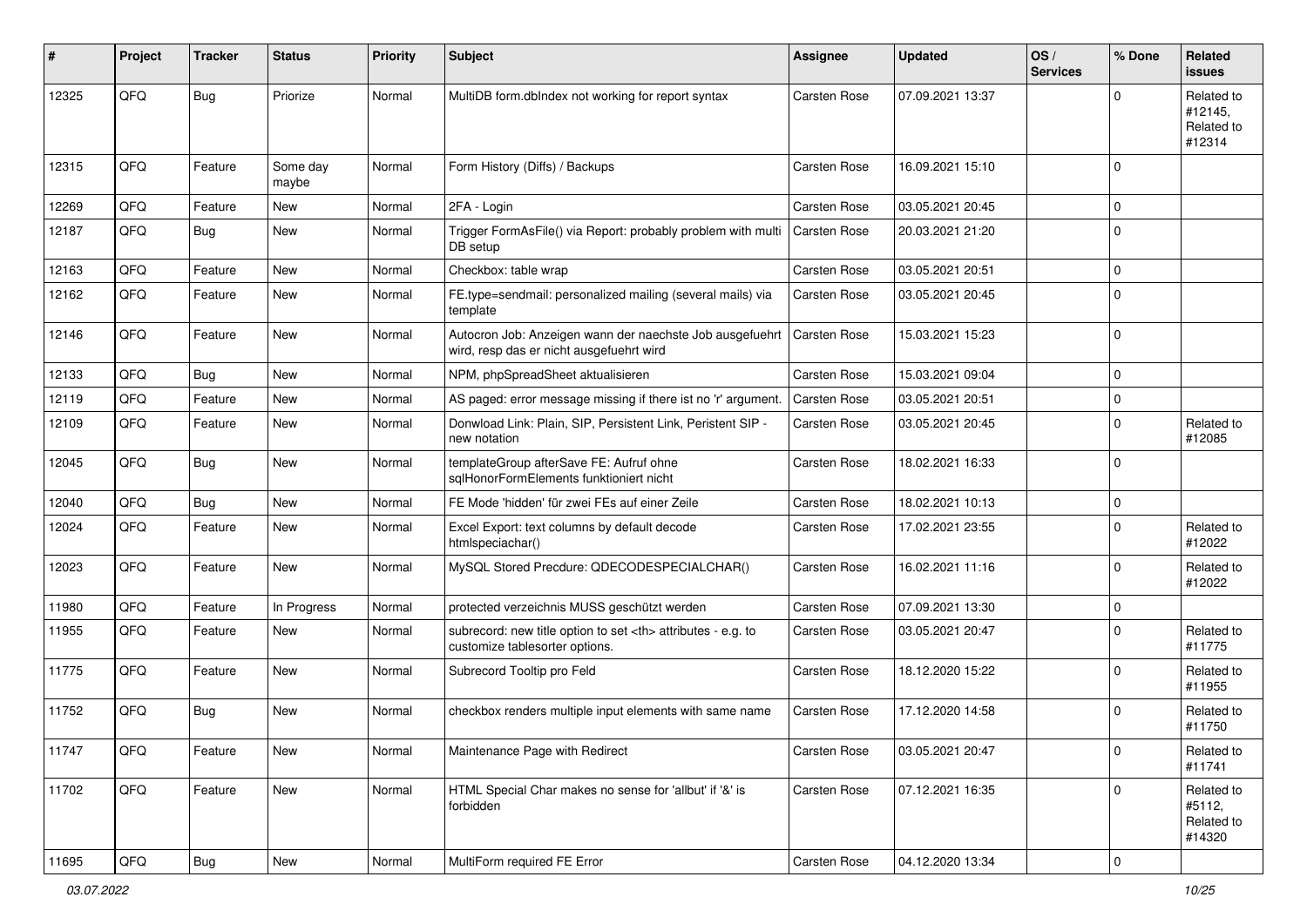| # | Project | Tracker | Status | Priority | Subject | Assignee | Updated | OS / Services | % Done | Related issues |
|---|---|---|---|---|---|---|---|---|---|---|
| 12325 | QFQ | Bug | Priorize | Normal | MultiDB form.dbIndex not working for report syntax | Carsten Rose | 07.09.2021 13:37 | | 0 | Related to #12145, Related to #12314 |
| 12315 | QFQ | Feature | Some day maybe | Normal | Form History (Diffs) / Backups | Carsten Rose | 16.09.2021 15:10 | | 0 | |
| 12269 | QFQ | Feature | New | Normal | 2FA - Login | Carsten Rose | 03.05.2021 20:45 | | 0 | |
| 12187 | QFQ | Bug | New | Normal | Trigger FormAsFile() via Report: probably problem with multi DB setup | Carsten Rose | 20.03.2021 21:20 | | 0 | |
| 12163 | QFQ | Feature | New | Normal | Checkbox: table wrap | Carsten Rose | 03.05.2021 20:51 | | 0 | |
| 12162 | QFQ | Feature | New | Normal | FE.type=sendmail: personalized mailing (several mails) via template | Carsten Rose | 03.05.2021 20:45 | | 0 | |
| 12146 | QFQ | Feature | New | Normal | Autocron Job: Anzeigen wann der naechste Job ausgefuehrt wird, resp das er nicht ausgefuehrt wird | Carsten Rose | 15.03.2021 15:23 | | 0 | |
| 12133 | QFQ | Bug | New | Normal | NPM, phpSpreadSheet aktualisieren | Carsten Rose | 15.03.2021 09:04 | | 0 | |
| 12119 | QFQ | Feature | New | Normal | AS paged: error message missing if there ist no 'r' argument. | Carsten Rose | 03.05.2021 20:51 | | 0 | |
| 12109 | QFQ | Feature | New | Normal | Donwload Link: Plain, SIP, Persistent Link, Peristent SIP - new notation | Carsten Rose | 03.05.2021 20:45 | | 0 | Related to #12085 |
| 12045 | QFQ | Bug | New | Normal | templateGroup afterSave FE: Aufruf ohne sqlHonorFormElements funktioniert nicht | Carsten Rose | 18.02.2021 16:33 | | 0 | |
| 12040 | QFQ | Bug | New | Normal | FE Mode 'hidden' für zwei FEs auf einer Zeile | Carsten Rose | 18.02.2021 10:13 | | 0 | |
| 12024 | QFQ | Feature | New | Normal | Excel Export: text columns by default decode htmlspeciachar() | Carsten Rose | 17.02.2021 23:55 | | 0 | Related to #12022 |
| 12023 | QFQ | Feature | New | Normal | MySQL Stored Precdure: QDECODESPECIALCHAR() | Carsten Rose | 16.02.2021 11:16 | | 0 | Related to #12022 |
| 11980 | QFQ | Feature | In Progress | Normal | protected verzeichnis MUSS geschützt werden | Carsten Rose | 07.09.2021 13:30 | | 0 | |
| 11955 | QFQ | Feature | New | Normal | subrecord: new title option to set <th> attributes - e.g. to customize tablesorter options. | Carsten Rose | 03.05.2021 20:47 | | 0 | Related to #11775 |
| 11775 | QFQ | Feature | New | Normal | Subrecord Tooltip pro Feld | Carsten Rose | 18.12.2020 15:22 | | 0 | Related to #11955 |
| 11752 | QFQ | Bug | New | Normal | checkbox renders multiple input elements with same name | Carsten Rose | 17.12.2020 14:58 | | 0 | Related to #11750 |
| 11747 | QFQ | Feature | New | Normal | Maintenance Page with Redirect | Carsten Rose | 03.05.2021 20:47 | | 0 | Related to #11741 |
| 11702 | QFQ | Feature | New | Normal | HTML Special Char makes no sense for 'allbut' if '&' is forbidden | Carsten Rose | 07.12.2021 16:35 | | 0 | Related to #5112, Related to #14320 |
| 11695 | QFQ | Bug | New | Normal | MultiForm required FE Error | Carsten Rose | 04.12.2020 13:34 | | 0 | |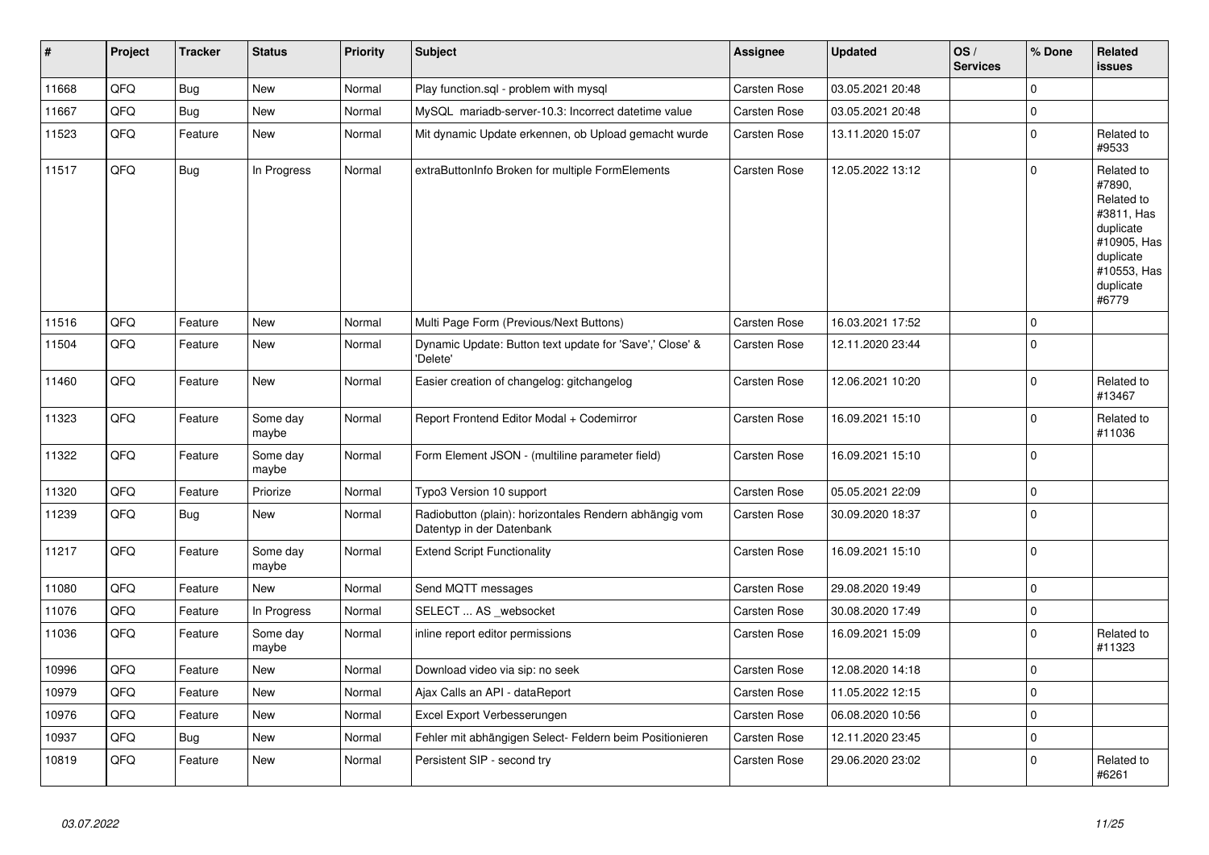| # | Project | Tracker | Status | Priority | Subject | Assignee | Updated | OS / Services | % Done | Related issues |
|---|---|---|---|---|---|---|---|---|---|---|
| 11668 | QFQ | Bug | New | Normal | Play function.sql - problem with mysql | Carsten Rose | 03.05.2021 20:48 | | 0 | |
| 11667 | QFQ | Bug | New | Normal | MySQL mariadb-server-10.3: Incorrect datetime value | Carsten Rose | 03.05.2021 20:48 | | 0 | |
| 11523 | QFQ | Feature | New | Normal | Mit dynamic Update erkennen, ob Upload gemacht wurde | Carsten Rose | 13.11.2020 15:07 | | 0 | Related to #9533 |
| 11517 | QFQ | Bug | In Progress | Normal | extraButtonInfo Broken for multiple FormElements | Carsten Rose | 12.05.2022 13:12 | | 0 | Related to #7890, Related to #3811, Has duplicate #10905, Has duplicate #10553, Has duplicate #6779 |
| 11516 | QFQ | Feature | New | Normal | Multi Page Form (Previous/Next Buttons) | Carsten Rose | 16.03.2021 17:52 | | 0 | |
| 11504 | QFQ | Feature | New | Normal | Dynamic Update: Button text update for 'Save',' Close' & 'Delete' | Carsten Rose | 12.11.2020 23:44 | | 0 | |
| 11460 | QFQ | Feature | New | Normal | Easier creation of changelog: gitchangelog | Carsten Rose | 12.06.2021 10:20 | | 0 | Related to #13467 |
| 11323 | QFQ | Feature | Some day maybe | Normal | Report Frontend Editor Modal + Codemirror | Carsten Rose | 16.09.2021 15:10 | | 0 | Related to #11036 |
| 11322 | QFQ | Feature | Some day maybe | Normal | Form Element JSON - (multiline parameter field) | Carsten Rose | 16.09.2021 15:10 | | 0 | |
| 11320 | QFQ | Feature | Priorize | Normal | Typo3 Version 10 support | Carsten Rose | 05.05.2021 22:09 | | 0 | |
| 11239 | QFQ | Bug | New | Normal | Radiobutton (plain): horizontales Rendern abhängig vom Datentyp in der Datenbank | Carsten Rose | 30.09.2020 18:37 | | 0 | |
| 11217 | QFQ | Feature | Some day maybe | Normal | Extend Script Functionality | Carsten Rose | 16.09.2021 15:10 | | 0 | |
| 11080 | QFQ | Feature | New | Normal | Send MQTT messages | Carsten Rose | 29.08.2020 19:49 | | 0 | |
| 11076 | QFQ | Feature | In Progress | Normal | SELECT ... AS _websocket | Carsten Rose | 30.08.2020 17:49 | | 0 | |
| 11036 | QFQ | Feature | Some day maybe | Normal | inline report editor permissions | Carsten Rose | 16.09.2021 15:09 | | 0 | Related to #11323 |
| 10996 | QFQ | Feature | New | Normal | Download video via sip: no seek | Carsten Rose | 12.08.2020 14:18 | | 0 | |
| 10979 | QFQ | Feature | New | Normal | Ajax Calls an API - dataReport | Carsten Rose | 11.05.2022 12:15 | | 0 | |
| 10976 | QFQ | Feature | New | Normal | Excel Export Verbesserungen | Carsten Rose | 06.08.2020 10:56 | | 0 | |
| 10937 | QFQ | Bug | New | Normal | Fehler mit abhängigen Select- Feldern beim Positionieren | Carsten Rose | 12.11.2020 23:45 | | 0 | |
| 10819 | QFQ | Feature | New | Normal | Persistent SIP - second try | Carsten Rose | 29.06.2020 23:02 | | 0 | Related to #6261 |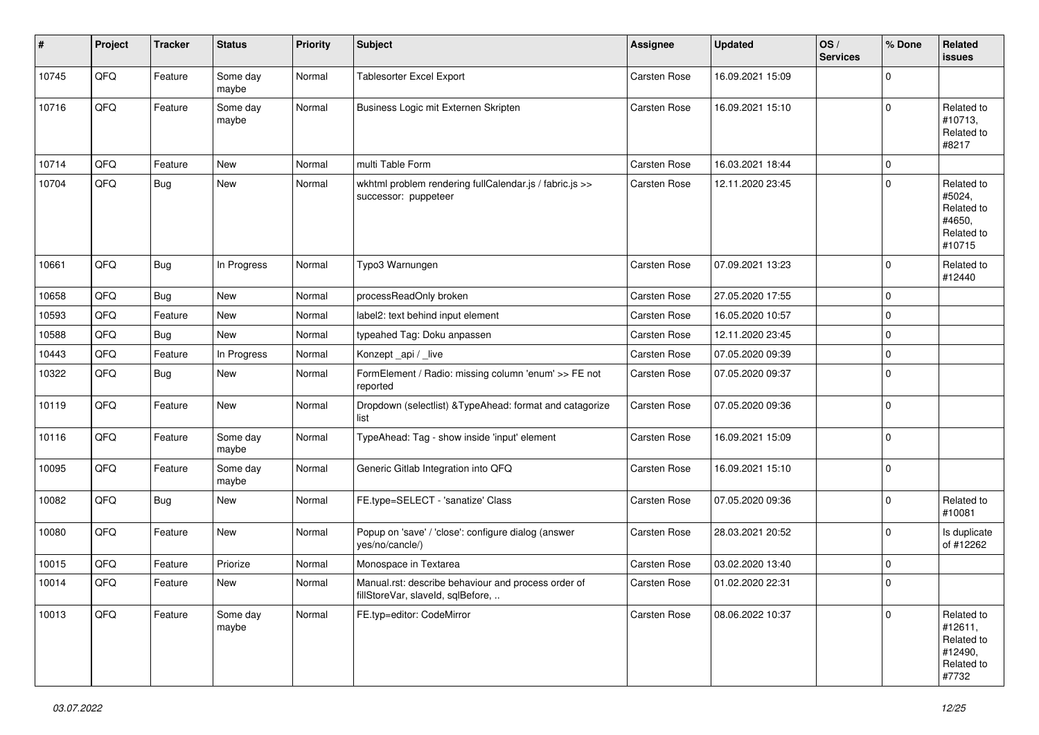| # | Project | Tracker | Status | Priority | Subject | Assignee | Updated | OS / Services | % Done | Related issues |
|---|---|---|---|---|---|---|---|---|---|---|
| 10745 | QFQ | Feature | Some day maybe | Normal | Tablesorter Excel Export | Carsten Rose | 16.09.2021 15:09 | | 0 | |
| 10716 | QFQ | Feature | Some day maybe | Normal | Business Logic mit Externen Skripten | Carsten Rose | 16.09.2021 15:10 | | 0 | Related to #10713, Related to #8217 |
| 10714 | QFQ | Feature | New | Normal | multi Table Form | Carsten Rose | 16.03.2021 18:44 | | 0 | |
| 10704 | QFQ | Bug | New | Normal | wkhtml problem rendering fullCalendar.js / fabric.js >> successor: puppeteer | Carsten Rose | 12.11.2020 23:45 | | 0 | Related to #5024, Related to #4650, Related to #10715 |
| 10661 | QFQ | Bug | In Progress | Normal | Typo3 Warnungen | Carsten Rose | 07.09.2021 13:23 | | 0 | Related to #12440 |
| 10658 | QFQ | Bug | New | Normal | processReadOnly broken | Carsten Rose | 27.05.2020 17:55 | | 0 | |
| 10593 | QFQ | Feature | New | Normal | label2: text behind input element | Carsten Rose | 16.05.2020 10:57 | | 0 | |
| 10588 | QFQ | Bug | New | Normal | typeahed Tag: Doku anpassen | Carsten Rose | 12.11.2020 23:45 | | 0 | |
| 10443 | QFQ | Feature | In Progress | Normal | Konzept _api / _live | Carsten Rose | 07.05.2020 09:39 | | 0 | |
| 10322 | QFQ | Bug | New | Normal | FormElement / Radio: missing column 'enum' >> FE not reported | Carsten Rose | 07.05.2020 09:37 | | 0 | |
| 10119 | QFQ | Feature | New | Normal | Dropdown (selectlist) &TypeAhead: format and catagorize list | Carsten Rose | 07.05.2020 09:36 | | 0 | |
| 10116 | QFQ | Feature | Some day maybe | Normal | TypeAhead: Tag - show inside 'input' element | Carsten Rose | 16.09.2021 15:09 | | 0 | |
| 10095 | QFQ | Feature | Some day maybe | Normal | Generic Gitlab Integration into QFQ | Carsten Rose | 16.09.2021 15:10 | | 0 | |
| 10082 | QFQ | Bug | New | Normal | FE.type=SELECT - 'sanatize' Class | Carsten Rose | 07.05.2020 09:36 | | 0 | Related to #10081 |
| 10080 | QFQ | Feature | New | Normal | Popup on 'save' / 'close': configure dialog (answer yes/no/cancle/) | Carsten Rose | 28.03.2021 20:52 | | 0 | Is duplicate of #12262 |
| 10015 | QFQ | Feature | Priorize | Normal | Monospace in Textarea | Carsten Rose | 03.02.2020 13:40 | | 0 | |
| 10014 | QFQ | Feature | New | Normal | Manual.rst: describe behaviour and process order of fillStoreVar, slaveId, sqlBefore, .. | Carsten Rose | 01.02.2020 22:31 | | 0 | |
| 10013 | QFQ | Feature | Some day maybe | Normal | FE.typ=editor: CodeMirror | Carsten Rose | 08.06.2022 10:37 | | 0 | Related to #12611, Related to #12490, Related to #7732 |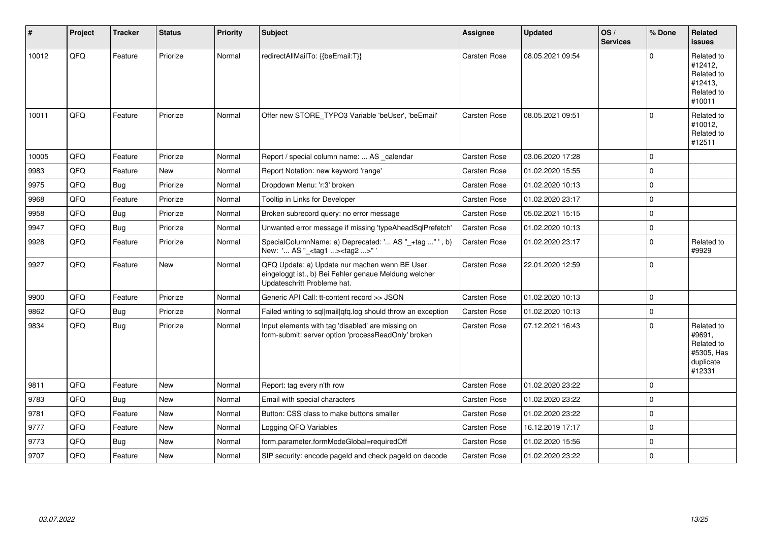| # | Project | Tracker | Status | Priority | Subject | Assignee | Updated | OS / Services | % Done | Related issues |
|---|---|---|---|---|---|---|---|---|---|---|
| 10012 | QFQ | Feature | Priorize | Normal | redirectAllMailTo: {{beEmail:T}} | Carsten Rose | 08.05.2021 09:54 | | 0 | Related to #12412, Related to #12413, Related to #10011 |
| 10011 | QFQ | Feature | Priorize | Normal | Offer new STORE_TYPO3 Variable 'beUser', 'beEmail' | Carsten Rose | 08.05.2021 09:51 | | 0 | Related to #10012, Related to #12511 |
| 10005 | QFQ | Feature | Priorize | Normal | Report / special column name: ... AS _calendar | Carsten Rose | 03.06.2020 17:28 | | 0 | |
| 9983 | QFQ | Feature | New | Normal | Report Notation: new keyword 'range' | Carsten Rose | 01.02.2020 15:55 | | 0 | |
| 9975 | QFQ | Bug | Priorize | Normal | Dropdown Menu: 'r:3' broken | Carsten Rose | 01.02.2020 10:13 | | 0 | |
| 9968 | QFQ | Feature | Priorize | Normal | Tooltip in Links for Developer | Carsten Rose | 01.02.2020 23:17 | | 0 | |
| 9958 | QFQ | Bug | Priorize | Normal | Broken subrecord query: no error message | Carsten Rose | 05.02.2021 15:15 | | 0 | |
| 9947 | QFQ | Bug | Priorize | Normal | Unwanted error message if missing 'typeAheadSqlPrefetch' | Carsten Rose | 01.02.2020 10:13 | | 0 | |
| 9928 | QFQ | Feature | Priorize | Normal | SpecialColumnName: a) Deprecated: '... AS "_+tag ..." ', b) New: '... AS "_<tag1 ...><tag2 ...>" ' | Carsten Rose | 01.02.2020 23:17 | | 0 | Related to #9929 |
| 9927 | QFQ | Feature | New | Normal | QFQ Update: a) Update nur machen wenn BE User eingeloggt ist., b) Bei Fehler genaue Meldung welcher Updateschritt Probleme hat. | Carsten Rose | 22.01.2020 12:59 | | 0 | |
| 9900 | QFQ | Feature | Priorize | Normal | Generic API Call: tt-content record >> JSON | Carsten Rose | 01.02.2020 10:13 | | 0 | |
| 9862 | QFQ | Bug | Priorize | Normal | Failed writing to sql\|mail\|qfq.log should throw an exception | Carsten Rose | 01.02.2020 10:13 | | 0 | |
| 9834 | QFQ | Bug | Priorize | Normal | Input elements with tag 'disabled' are missing on form-submit: server option 'processReadOnly' broken | Carsten Rose | 07.12.2021 16:43 | | 0 | Related to #9691, Related to #5305, Has duplicate #12331 |
| 9811 | QFQ | Feature | New | Normal | Report: tag every n'th row | Carsten Rose | 01.02.2020 23:22 | | 0 | |
| 9783 | QFQ | Bug | New | Normal | Email with special characters | Carsten Rose | 01.02.2020 23:22 | | 0 | |
| 9781 | QFQ | Feature | New | Normal | Button: CSS class to make buttons smaller | Carsten Rose | 01.02.2020 23:22 | | 0 | |
| 9777 | QFQ | Feature | New | Normal | Logging QFQ Variables | Carsten Rose | 16.12.2019 17:17 | | 0 | |
| 9773 | QFQ | Bug | New | Normal | form.parameter.formModeGlobal=requiredOff | Carsten Rose | 01.02.2020 15:56 | | 0 | |
| 9707 | QFQ | Feature | New | Normal | SIP security: encode pageId and check pageId on decode | Carsten Rose | 01.02.2020 23:22 | | 0 | |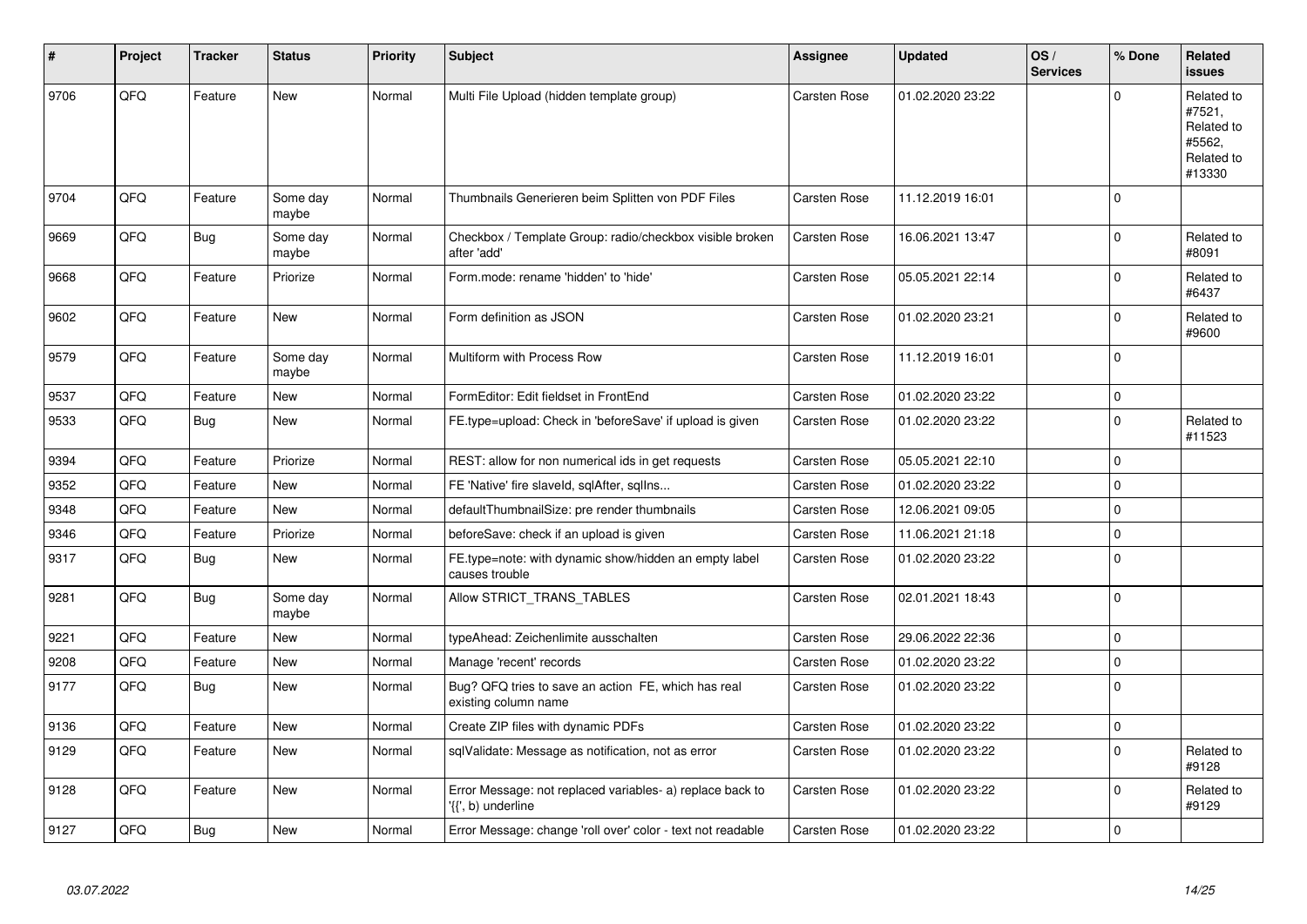| # | Project | Tracker | Status | Priority | Subject | Assignee | Updated | OS / Services | % Done | Related issues |
|---|---|---|---|---|---|---|---|---|---|---|
| 9706 | QFQ | Feature | New | Normal | Multi File Upload (hidden template group) | Carsten Rose | 01.02.2020 23:22 | | 0 | Related to #7521, Related to #5562, Related to #13330 |
| 9704 | QFQ | Feature | Some day maybe | Normal | Thumbnails Generieren beim Splitten von PDF Files | Carsten Rose | 11.12.2019 16:01 | | 0 | |
| 9669 | QFQ | Bug | Some day maybe | Normal | Checkbox / Template Group: radio/checkbox visible broken after 'add' | Carsten Rose | 16.06.2021 13:47 | | 0 | Related to #8091 |
| 9668 | QFQ | Feature | Priorize | Normal | Form.mode: rename 'hidden' to 'hide' | Carsten Rose | 05.05.2021 22:14 | | 0 | Related to #6437 |
| 9602 | QFQ | Feature | New | Normal | Form definition as JSON | Carsten Rose | 01.02.2020 23:21 | | 0 | Related to #9600 |
| 9579 | QFQ | Feature | Some day maybe | Normal | Multiform with Process Row | Carsten Rose | 11.12.2019 16:01 | | 0 | |
| 9537 | QFQ | Feature | New | Normal | FormEditor: Edit fieldset in FrontEnd | Carsten Rose | 01.02.2020 23:22 | | 0 | |
| 9533 | QFQ | Bug | New | Normal | FE.type=upload: Check in 'beforeSave' if upload is given | Carsten Rose | 01.02.2020 23:22 | | 0 | Related to #11523 |
| 9394 | QFQ | Feature | Priorize | Normal | REST: allow for non numerical ids in get requests | Carsten Rose | 05.05.2021 22:10 | | 0 | |
| 9352 | QFQ | Feature | New | Normal | FE 'Native' fire slaveId, sqlAfter, sqlIns... | Carsten Rose | 01.02.2020 23:22 | | 0 | |
| 9348 | QFQ | Feature | New | Normal | defaultThumbnailSize: pre render thumbnails | Carsten Rose | 12.06.2021 09:05 | | 0 | |
| 9346 | QFQ | Feature | Priorize | Normal | beforeSave: check if an upload is given | Carsten Rose | 11.06.2021 21:18 | | 0 | |
| 9317 | QFQ | Bug | New | Normal | FE.type=note: with dynamic show/hidden an empty label causes trouble | Carsten Rose | 01.02.2020 23:22 | | 0 | |
| 9281 | QFQ | Bug | Some day maybe | Normal | Allow STRICT_TRANS_TABLES | Carsten Rose | 02.01.2021 18:43 | | 0 | |
| 9221 | QFQ | Feature | New | Normal | typeAhead: Zeichenlimite ausschalten | Carsten Rose | 29.06.2022 22:36 | | 0 | |
| 9208 | QFQ | Feature | New | Normal | Manage 'recent' records | Carsten Rose | 01.02.2020 23:22 | | 0 | |
| 9177 | QFQ | Bug | New | Normal | Bug? QFQ tries to save an action FE, which has real existing column name | Carsten Rose | 01.02.2020 23:22 | | 0 | |
| 9136 | QFQ | Feature | New | Normal | Create ZIP files with dynamic PDFs | Carsten Rose | 01.02.2020 23:22 | | 0 | |
| 9129 | QFQ | Feature | New | Normal | sqlValidate: Message as notification, not as error | Carsten Rose | 01.02.2020 23:22 | | 0 | Related to #9128 |
| 9128 | QFQ | Feature | New | Normal | Error Message: not replaced variables- a) replace back to '{{', b) underline | Carsten Rose | 01.02.2020 23:22 | | 0 | Related to #9129 |
| 9127 | QFQ | Bug | New | Normal | Error Message: change 'roll over' color - text not readable | Carsten Rose | 01.02.2020 23:22 | | 0 | |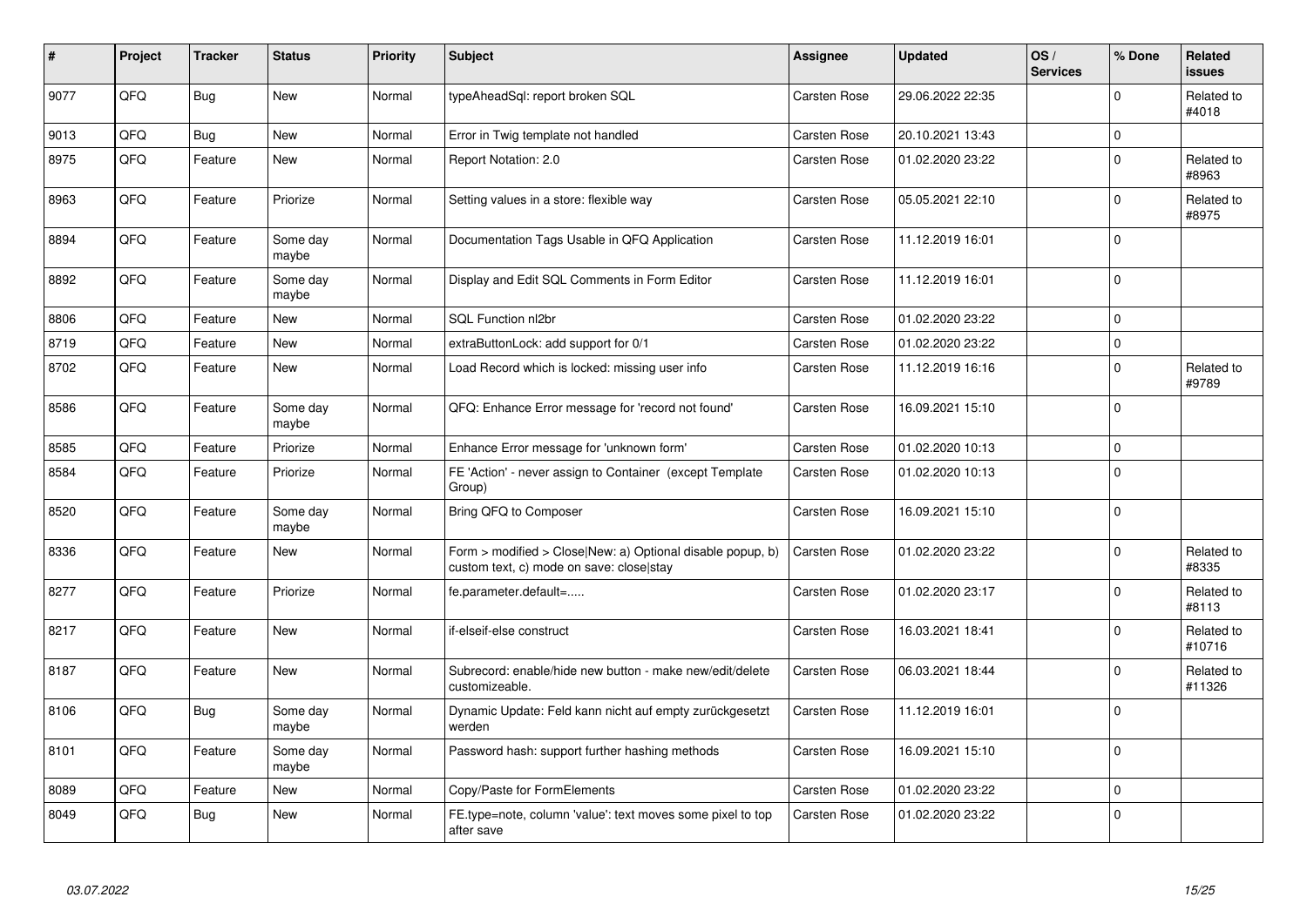| # | Project | Tracker | Status | Priority | Subject | Assignee | Updated | OS / Services | % Done | Related issues |
|---|---|---|---|---|---|---|---|---|---|---|
| 9077 | QFQ | Bug | New | Normal | typeAheadSql: report broken SQL | Carsten Rose | 29.06.2022 22:35 | | 0 | Related to #4018 |
| 9013 | QFQ | Bug | New | Normal | Error in Twig template not handled | Carsten Rose | 20.10.2021 13:43 | | 0 | |
| 8975 | QFQ | Feature | New | Normal | Report Notation: 2.0 | Carsten Rose | 01.02.2020 23:22 | | 0 | Related to #8963 |
| 8963 | QFQ | Feature | Priorize | Normal | Setting values in a store: flexible way | Carsten Rose | 05.05.2021 22:10 | | 0 | Related to #8975 |
| 8894 | QFQ | Feature | Some day maybe | Normal | Documentation Tags Usable in QFQ Application | Carsten Rose | 11.12.2019 16:01 | | 0 | |
| 8892 | QFQ | Feature | Some day maybe | Normal | Display and Edit SQL Comments in Form Editor | Carsten Rose | 11.12.2019 16:01 | | 0 | |
| 8806 | QFQ | Feature | New | Normal | SQL Function nl2br | Carsten Rose | 01.02.2020 23:22 | | 0 | |
| 8719 | QFQ | Feature | New | Normal | extraButtonLock: add support for 0/1 | Carsten Rose | 01.02.2020 23:22 | | 0 | |
| 8702 | QFQ | Feature | New | Normal | Load Record which is locked: missing user info | Carsten Rose | 11.12.2019 16:16 | | 0 | Related to #9789 |
| 8586 | QFQ | Feature | Some day maybe | Normal | QFQ: Enhance Error message for 'record not found' | Carsten Rose | 16.09.2021 15:10 | | 0 | |
| 8585 | QFQ | Feature | Priorize | Normal | Enhance Error message for 'unknown form' | Carsten Rose | 01.02.2020 10:13 | | 0 | |
| 8584 | QFQ | Feature | Priorize | Normal | FE 'Action' - never assign to Container (except Template Group) | Carsten Rose | 01.02.2020 10:13 | | 0 | |
| 8520 | QFQ | Feature | Some day maybe | Normal | Bring QFQ to Composer | Carsten Rose | 16.09.2021 15:10 | | 0 | |
| 8336 | QFQ | Feature | New | Normal | Form > modified > Close\|New: a) Optional disable popup, b) custom text, c) mode on save: close\|stay | Carsten Rose | 01.02.2020 23:22 | | 0 | Related to #8335 |
| 8277 | QFQ | Feature | Priorize | Normal | fe.parameter.default=..... | Carsten Rose | 01.02.2020 23:17 | | 0 | Related to #8113 |
| 8217 | QFQ | Feature | New | Normal | if-elseif-else construct | Carsten Rose | 16.03.2021 18:41 | | 0 | Related to #10716 |
| 8187 | QFQ | Feature | New | Normal | Subrecord: enable/hide new button - make new/edit/delete customizeable. | Carsten Rose | 06.03.2021 18:44 | | 0 | Related to #11326 |
| 8106 | QFQ | Bug | Some day maybe | Normal | Dynamic Update: Feld kann nicht auf empty zurückgesetzt werden | Carsten Rose | 11.12.2019 16:01 | | 0 | |
| 8101 | QFQ | Feature | Some day maybe | Normal | Password hash: support further hashing methods | Carsten Rose | 16.09.2021 15:10 | | 0 | |
| 8089 | QFQ | Feature | New | Normal | Copy/Paste for FormElements | Carsten Rose | 01.02.2020 23:22 | | 0 | |
| 8049 | QFQ | Bug | New | Normal | FE.type=note, column 'value': text moves some pixel to top after save | Carsten Rose | 01.02.2020 23:22 | | 0 | |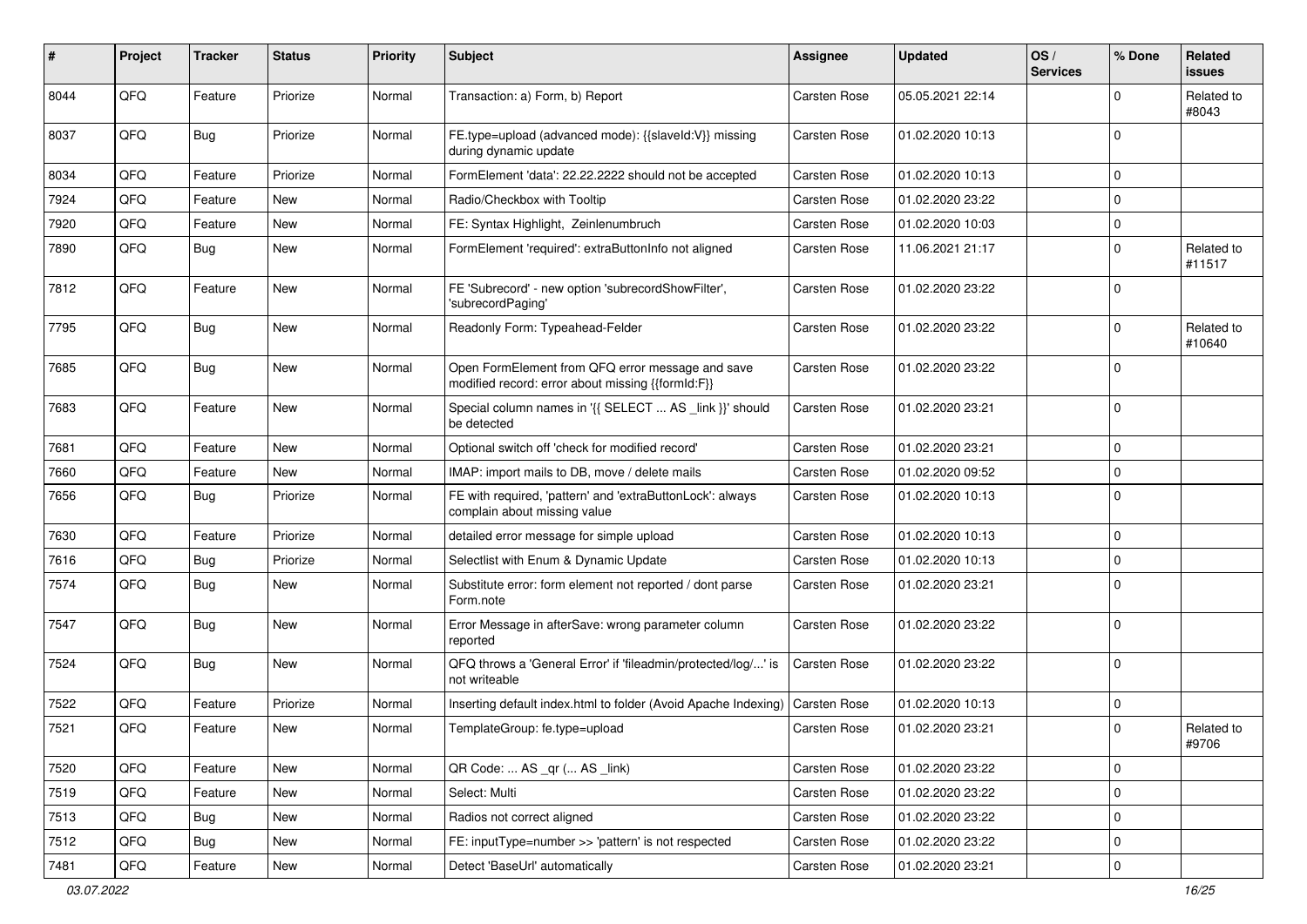| # | Project | Tracker | Status | Priority | Subject | Assignee | Updated | OS / Services | % Done | Related issues |
|---|---|---|---|---|---|---|---|---|---|---|
| 8044 | QFQ | Feature | Priorize | Normal | Transaction: a) Form, b) Report | Carsten Rose | 05.05.2021 22:14 | | 0 | Related to #8043 |
| 8037 | QFQ | Bug | Priorize | Normal | FE.type=upload (advanced mode): {{slaveId:V}} missing during dynamic update | Carsten Rose | 01.02.2020 10:13 | | 0 | |
| 8034 | QFQ | Feature | Priorize | Normal | FormElement 'data': 22.22.2222 should not be accepted | Carsten Rose | 01.02.2020 10:13 | | 0 | |
| 7924 | QFQ | Feature | New | Normal | Radio/Checkbox with Tooltip | Carsten Rose | 01.02.2020 23:22 | | 0 | |
| 7920 | QFQ | Feature | New | Normal | FE: Syntax Highlight, Zeinlenumbruch | Carsten Rose | 01.02.2020 10:03 | | 0 | |
| 7890 | QFQ | Bug | New | Normal | FormElement 'required': extraButtonInfo not aligned | Carsten Rose | 11.06.2021 21:17 | | 0 | Related to #11517 |
| 7812 | QFQ | Feature | New | Normal | FE 'Subrecord' - new option 'subrecordShowFilter', 'subrecordPaging' | Carsten Rose | 01.02.2020 23:22 | | 0 | |
| 7795 | QFQ | Bug | New | Normal | Readonly Form: Typeahead-Felder | Carsten Rose | 01.02.2020 23:22 | | 0 | Related to #10640 |
| 7685 | QFQ | Bug | New | Normal | Open FormElement from QFQ error message and save modified record: error about missing {{formId:F}} | Carsten Rose | 01.02.2020 23:22 | | 0 | |
| 7683 | QFQ | Feature | New | Normal | Special column names in '{{ SELECT ... AS _link }}' should be detected | Carsten Rose | 01.02.2020 23:21 | | 0 | |
| 7681 | QFQ | Feature | New | Normal | Optional switch off 'check for modified record' | Carsten Rose | 01.02.2020 23:21 | | 0 | |
| 7660 | QFQ | Feature | New | Normal | IMAP: import mails to DB, move / delete mails | Carsten Rose | 01.02.2020 09:52 | | 0 | |
| 7656 | QFQ | Bug | Priorize | Normal | FE with required, 'pattern' and 'extraButtonLock': always complain about missing value | Carsten Rose | 01.02.2020 10:13 | | 0 | |
| 7630 | QFQ | Feature | Priorize | Normal | detailed error message for simple upload | Carsten Rose | 01.02.2020 10:13 | | 0 | |
| 7616 | QFQ | Bug | Priorize | Normal | Selectlist with Enum & Dynamic Update | Carsten Rose | 01.02.2020 10:13 | | 0 | |
| 7574 | QFQ | Bug | New | Normal | Substitute error: form element not reported / dont parse Form.note | Carsten Rose | 01.02.2020 23:21 | | 0 | |
| 7547 | QFQ | Bug | New | Normal | Error Message in afterSave: wrong parameter column reported | Carsten Rose | 01.02.2020 23:22 | | 0 | |
| 7524 | QFQ | Bug | New | Normal | QFQ throws a 'General Error' if 'fileadmin/protected/log/...' is not writeable | Carsten Rose | 01.02.2020 23:22 | | 0 | |
| 7522 | QFQ | Feature | Priorize | Normal | Inserting default index.html to folder (Avoid Apache Indexing) | Carsten Rose | 01.02.2020 10:13 | | 0 | |
| 7521 | QFQ | Feature | New | Normal | TemplateGroup: fe.type=upload | Carsten Rose | 01.02.2020 23:21 | | 0 | Related to #9706 |
| 7520 | QFQ | Feature | New | Normal | QR Code: ... AS _qr (... AS _link) | Carsten Rose | 01.02.2020 23:22 | | 0 | |
| 7519 | QFQ | Feature | New | Normal | Select: Multi | Carsten Rose | 01.02.2020 23:22 | | 0 | |
| 7513 | QFQ | Bug | New | Normal | Radios not correct aligned | Carsten Rose | 01.02.2020 23:22 | | 0 | |
| 7512 | QFQ | Bug | New | Normal | FE: inputType=number >> 'pattern' is not respected | Carsten Rose | 01.02.2020 23:22 | | 0 | |
| 7481 | QFQ | Feature | New | Normal | Detect 'BaseUrl' automatically | Carsten Rose | 01.02.2020 23:21 | | 0 | |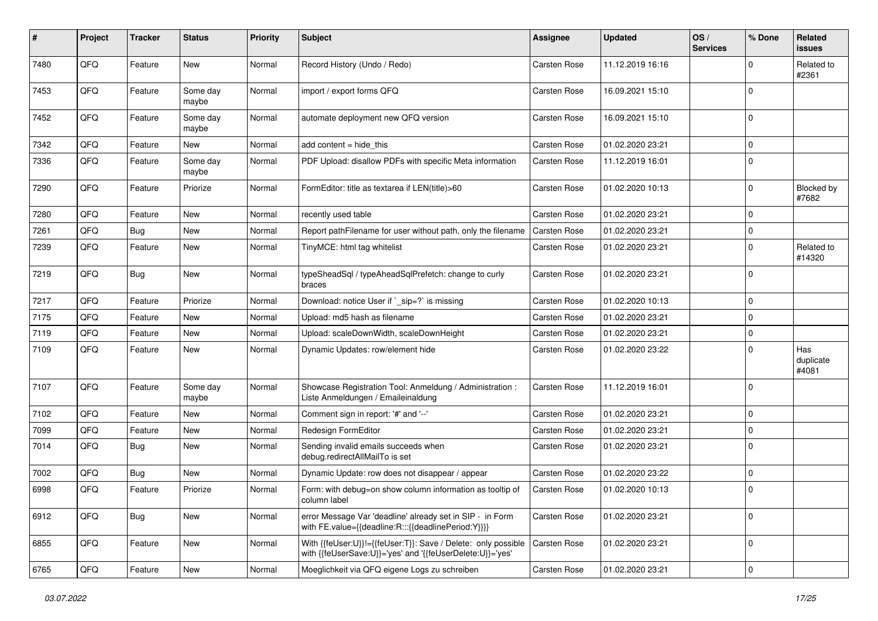| # | Project | Tracker | Status | Priority | Subject | Assignee | Updated | OS / Services | % Done | Related issues |
|---|---|---|---|---|---|---|---|---|---|---|
| 7480 | QFQ | Feature | New | Normal | Record History (Undo / Redo) | Carsten Rose | 11.12.2019 16:16 | | 0 | Related to #2361 |
| 7453 | QFQ | Feature | Some day maybe | Normal | import / export forms QFQ | Carsten Rose | 16.09.2021 15:10 | | 0 | |
| 7452 | QFQ | Feature | Some day maybe | Normal | automate deployment new QFQ version | Carsten Rose | 16.09.2021 15:10 | | 0 | |
| 7342 | QFQ | Feature | New | Normal | add content = hide_this | Carsten Rose | 01.02.2020 23:21 | | 0 | |
| 7336 | QFQ | Feature | Some day maybe | Normal | PDF Upload: disallow PDFs with specific Meta information | Carsten Rose | 11.12.2019 16:01 | | 0 | |
| 7290 | QFQ | Feature | Priorize | Normal | FormEditor: title as textarea if LEN(title)>60 | Carsten Rose | 01.02.2020 10:13 | | 0 | Blocked by #7682 |
| 7280 | QFQ | Feature | New | Normal | recently used table | Carsten Rose | 01.02.2020 23:21 | | 0 | |
| 7261 | QFQ | Bug | New | Normal | Report pathFilename for user without path, only the filename | Carsten Rose | 01.02.2020 23:21 | | 0 | |
| 7239 | QFQ | Feature | New | Normal | TinyMCE: html tag whitelist | Carsten Rose | 01.02.2020 23:21 | | 0 | Related to #14320 |
| 7219 | QFQ | Bug | New | Normal | typeSheadSql / typeAheadSqlPrefetch: change to curly braces | Carsten Rose | 01.02.2020 23:21 | | 0 | |
| 7217 | QFQ | Feature | Priorize | Normal | Download: notice User if `_sip=?` is missing | Carsten Rose | 01.02.2020 10:13 | | 0 | |
| 7175 | QFQ | Feature | New | Normal | Upload: md5 hash as filename | Carsten Rose | 01.02.2020 23:21 | | 0 | |
| 7119 | QFQ | Feature | New | Normal | Upload: scaleDownWidth, scaleDownHeight | Carsten Rose | 01.02.2020 23:21 | | 0 | |
| 7109 | QFQ | Feature | New | Normal | Dynamic Updates: row/element hide | Carsten Rose | 01.02.2020 23:22 | | 0 | Has duplicate #4081 |
| 7107 | QFQ | Feature | Some day maybe | Normal | Showcase Registration Tool: Anmeldung / Administration : Liste Anmeldungen / Emaileinaldung | Carsten Rose | 11.12.2019 16:01 | | 0 | |
| 7102 | QFQ | Feature | New | Normal | Comment sign in report: '#' and '--' | Carsten Rose | 01.02.2020 23:21 | | 0 | |
| 7099 | QFQ | Feature | New | Normal | Redesign FormEditor | Carsten Rose | 01.02.2020 23:21 | | 0 | |
| 7014 | QFQ | Bug | New | Normal | Sending invalid emails succeeds when debug.redirectAllMailTo is set | Carsten Rose | 01.02.2020 23:21 | | 0 | |
| 7002 | QFQ | Bug | New | Normal | Dynamic Update: row does not disappear / appear | Carsten Rose | 01.02.2020 23:22 | | 0 | |
| 6998 | QFQ | Feature | Priorize | Normal | Form: with debug=on show column information as tooltip of column label | Carsten Rose | 01.02.2020 10:13 | | 0 | |
| 6912 | QFQ | Bug | New | Normal | error Message Var 'deadline' already set in SIP - in Form with FE.value={{deadline:R:::{{deadlinePeriod:Y}}}} | Carsten Rose | 01.02.2020 23:21 | | 0 | |
| 6855 | QFQ | Feature | New | Normal | With {{feUser:U}}!={{feUser:T}}: Save / Delete: only possible with {{feUserSave:U}}='yes' and '{{feUserDelete:U}}='yes' | Carsten Rose | 01.02.2020 23:21 | | 0 | |
| 6765 | QFQ | Feature | New | Normal | Moeglichkeit via QFQ eigene Logs zu schreiben | Carsten Rose | 01.02.2020 23:21 | | 0 | |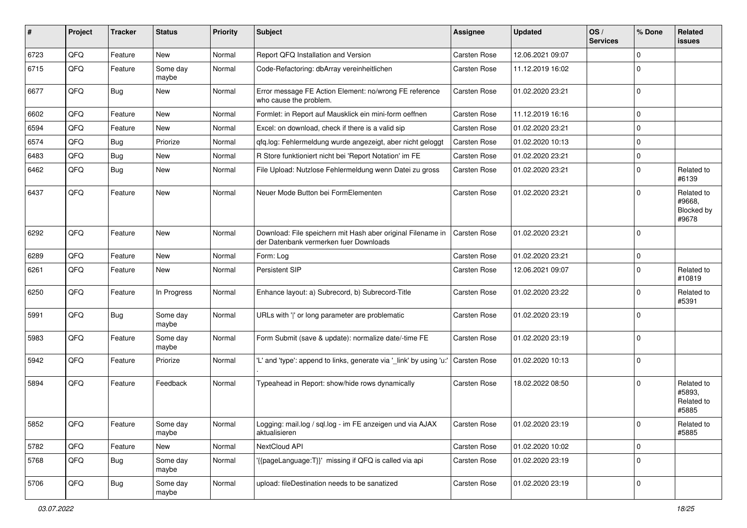| # | Project | Tracker | Status | Priority | Subject | Assignee | Updated | OS / Services | % Done | Related issues |
|---|---|---|---|---|---|---|---|---|---|---|
| 6723 | QFQ | Feature | New | Normal | Report QFQ Installation and Version | Carsten Rose | 12.06.2021 09:07 | | 0 | |
| 6715 | QFQ | Feature | Some day maybe | Normal | Code-Refactoring: dbArray vereinheitlichen | Carsten Rose | 11.12.2019 16:02 | | 0 | |
| 6677 | QFQ | Bug | New | Normal | Error message FE Action Element: no/wrong FE reference who cause the problem. | Carsten Rose | 01.02.2020 23:21 | | 0 | |
| 6602 | QFQ | Feature | New | Normal | Formlet: in Report auf Mausklick ein mini-form oeffnen | Carsten Rose | 11.12.2019 16:16 | | 0 | |
| 6594 | QFQ | Feature | New | Normal | Excel: on download, check if there is a valid sip | Carsten Rose | 01.02.2020 23:21 | | 0 | |
| 6574 | QFQ | Bug | Priorize | Normal | qfq.log: Fehlermeldung wurde angezeigt, aber nicht geloggt | Carsten Rose | 01.02.2020 10:13 | | 0 | |
| 6483 | QFQ | Bug | New | Normal | R Store funktioniert nicht bei 'Report Notation' im FE | Carsten Rose | 01.02.2020 23:21 | | 0 | |
| 6462 | QFQ | Bug | New | Normal | File Upload: Nutzlose Fehlermeldung wenn Datei zu gross | Carsten Rose | 01.02.2020 23:21 | | 0 | Related to #6139 |
| 6437 | QFQ | Feature | New | Normal | Neuer Mode Button bei FormElementen | Carsten Rose | 01.02.2020 23:21 | | 0 | Related to #9668, Blocked by #9678 |
| 6292 | QFQ | Feature | New | Normal | Download: File speichern mit Hash aber original Filename in der Datenbank vermerken fuer Downloads | Carsten Rose | 01.02.2020 23:21 | | 0 | |
| 6289 | QFQ | Feature | New | Normal | Form: Log | Carsten Rose | 01.02.2020 23:21 | | 0 | |
| 6261 | QFQ | Feature | New | Normal | Persistent SIP | Carsten Rose | 12.06.2021 09:07 | | 0 | Related to #10819 |
| 6250 | QFQ | Feature | In Progress | Normal | Enhance layout: a) Subrecord, b) Subrecord-Title | Carsten Rose | 01.02.2020 23:22 | | 0 | Related to #5391 |
| 5991 | QFQ | Bug | Some day maybe | Normal | URLs with '\|' or long parameter are problematic | Carsten Rose | 01.02.2020 23:19 | | 0 | |
| 5983 | QFQ | Feature | Some day maybe | Normal | Form Submit (save & update): normalize date/-time FE | Carsten Rose | 01.02.2020 23:19 | | 0 | |
| 5942 | QFQ | Feature | Priorize | Normal | 'L' and 'type': append to links, generate via '_link' by using 'u:' . | Carsten Rose | 01.02.2020 10:13 | | 0 | |
| 5894 | QFQ | Feature | Feedback | Normal | Typeahead in Report: show/hide rows dynamically | Carsten Rose | 18.02.2022 08:50 | | 0 | Related to #5893, Related to #5885 |
| 5852 | QFQ | Feature | Some day maybe | Normal | Logging: mail.log / sql.log - im FE anzeigen und via AJAX aktualisieren | Carsten Rose | 01.02.2020 23:19 | | 0 | Related to #5885 |
| 5782 | QFQ | Feature | New | Normal | NextCloud API | Carsten Rose | 01.02.2020 10:02 | | 0 | |
| 5768 | QFQ | Bug | Some day maybe | Normal | '{{pageLanguage:T}}' missing if QFQ is called via api | Carsten Rose | 01.02.2020 23:19 | | 0 | |
| 5706 | QFQ | Bug | Some day maybe | Normal | upload: fileDestination needs to be sanatized | Carsten Rose | 01.02.2020 23:19 | | 0 | |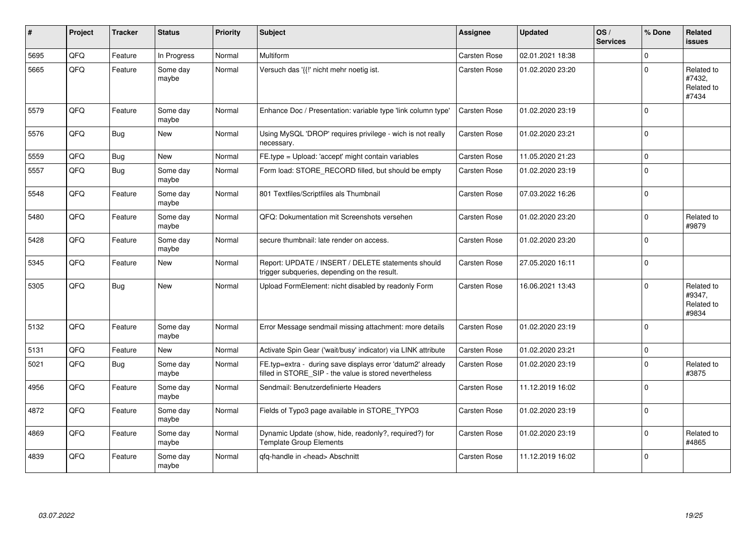| # | Project | Tracker | Status | Priority | Subject | Assignee | Updated | OS / Services | % Done | Related issues |
|---|---|---|---|---|---|---|---|---|---|---|
| 5695 | QFQ | Feature | In Progress | Normal | Multiform | Carsten Rose | 02.01.2021 18:38 | | 0 | |
| 5665 | QFQ | Feature | Some day maybe | Normal | Versuch das '{{!' nicht mehr noetig ist. | Carsten Rose | 01.02.2020 23:20 | | 0 | Related to #7432, Related to #7434 |
| 5579 | QFQ | Feature | Some day maybe | Normal | Enhance Doc / Presentation: variable type 'link column type' | Carsten Rose | 01.02.2020 23:19 | | 0 | |
| 5576 | QFQ | Bug | New | Normal | Using MySQL 'DROP' requires privilege - wich is not really necessary. | Carsten Rose | 01.02.2020 23:21 | | 0 | |
| 5559 | QFQ | Bug | New | Normal | FE.type = Upload: 'accept' might contain variables | Carsten Rose | 11.05.2020 21:23 | | 0 | |
| 5557 | QFQ | Bug | Some day maybe | Normal | Form load: STORE_RECORD filled, but should be empty | Carsten Rose | 01.02.2020 23:19 | | 0 | |
| 5548 | QFQ | Feature | Some day maybe | Normal | 801 Textfiles/Scriptfiles als Thumbnail | Carsten Rose | 07.03.2022 16:26 | | 0 | |
| 5480 | QFQ | Feature | Some day maybe | Normal | QFQ: Dokumentation mit Screenshots versehen | Carsten Rose | 01.02.2020 23:20 | | 0 | Related to #9879 |
| 5428 | QFQ | Feature | Some day maybe | Normal | secure thumbnail: late render on access. | Carsten Rose | 01.02.2020 23:20 | | 0 | |
| 5345 | QFQ | Feature | New | Normal | Report: UPDATE / INSERT / DELETE statements should trigger subqueries, depending on the result. | Carsten Rose | 27.05.2020 16:11 | | 0 | |
| 5305 | QFQ | Bug | New | Normal | Upload FormElement: nicht disabled by readonly Form | Carsten Rose | 16.06.2021 13:43 | | 0 | Related to #9347, Related to #9834 |
| 5132 | QFQ | Feature | Some day maybe | Normal | Error Message sendmail missing attachment: more details | Carsten Rose | 01.02.2020 23:19 | | 0 | |
| 5131 | QFQ | Feature | New | Normal | Activate Spin Gear ('wait/busy' indicator) via LINK attribute | Carsten Rose | 01.02.2020 23:21 | | 0 | |
| 5021 | QFQ | Bug | Some day maybe | Normal | FE.typ=extra - during save displays error 'datum2' already filled in STORE_SIP - the value is stored nevertheless | Carsten Rose | 01.02.2020 23:19 | | 0 | Related to #3875 |
| 4956 | QFQ | Feature | Some day maybe | Normal | Sendmail: Benutzerdefinierte Headers | Carsten Rose | 11.12.2019 16:02 | | 0 | |
| 4872 | QFQ | Feature | Some day maybe | Normal | Fields of Typo3 page available in STORE_TYPO3 | Carsten Rose | 01.02.2020 23:19 | | 0 | |
| 4869 | QFQ | Feature | Some day maybe | Normal | Dynamic Update (show, hide, readonly?, required?) for Template Group Elements | Carsten Rose | 01.02.2020 23:19 | | 0 | Related to #4865 |
| 4839 | QFQ | Feature | Some day maybe | Normal | qfq-handle in <head> Abschnitt | Carsten Rose | 11.12.2019 16:02 | | 0 | |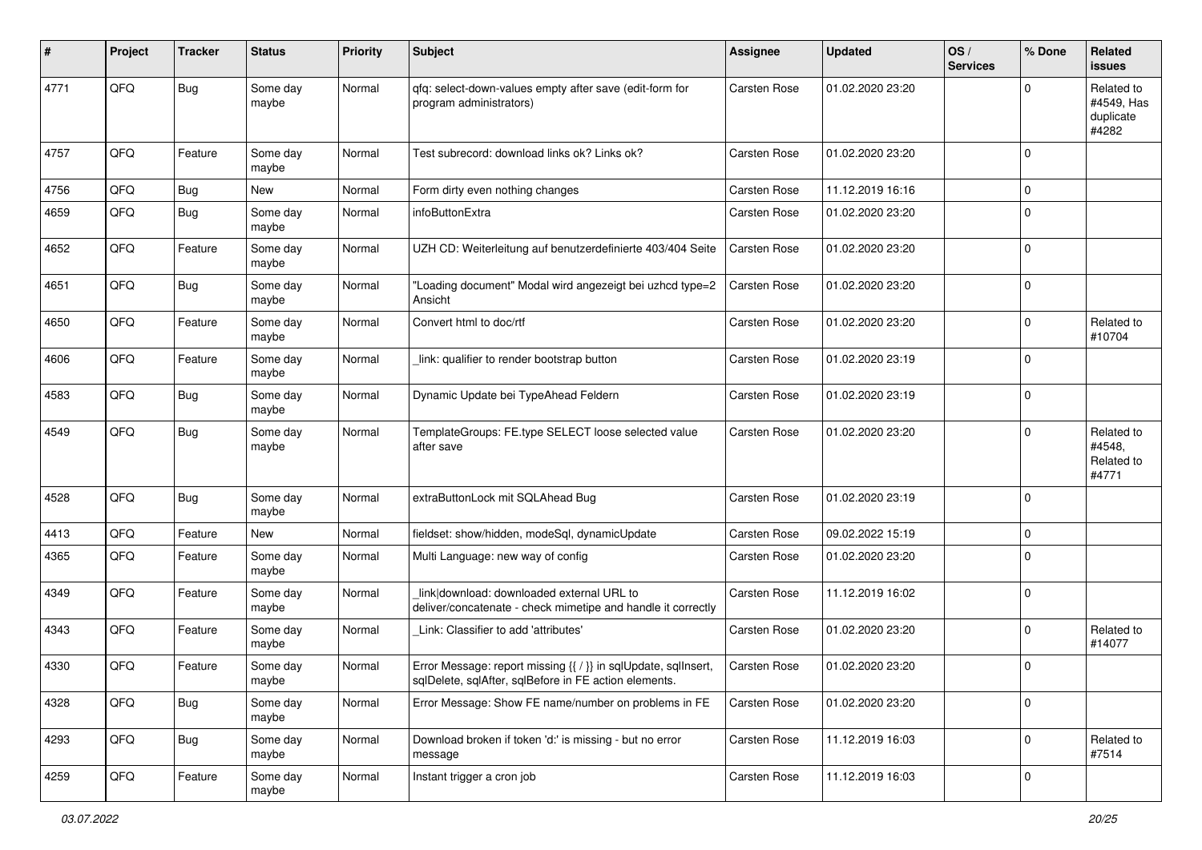| # | Project | Tracker | Status | Priority | Subject | Assignee | Updated | OS / Services | % Done | Related issues |
|---|---|---|---|---|---|---|---|---|---|---|
| 4771 | QFQ | Bug | Some day maybe | Normal | qfq: select-down-values empty after save (edit-form for program administrators) | Carsten Rose | 01.02.2020 23:20 | | 0 | Related to #4549, Has duplicate #4282 |
| 4757 | QFQ | Feature | Some day maybe | Normal | Test subrecord: download links ok? Links ok? | Carsten Rose | 01.02.2020 23:20 | | 0 | |
| 4756 | QFQ | Bug | New | Normal | Form dirty even nothing changes | Carsten Rose | 11.12.2019 16:16 | | 0 | |
| 4659 | QFQ | Bug | Some day maybe | Normal | infoButtonExtra | Carsten Rose | 01.02.2020 23:20 | | 0 | |
| 4652 | QFQ | Feature | Some day maybe | Normal | UZH CD: Weiterleitung auf benutzerdefinierte 403/404 Seite | Carsten Rose | 01.02.2020 23:20 | | 0 | |
| 4651 | QFQ | Bug | Some day maybe | Normal | "Loading document" Modal wird angezeigt bei uzhcd type=2 Ansicht | Carsten Rose | 01.02.2020 23:20 | | 0 | |
| 4650 | QFQ | Feature | Some day maybe | Normal | Convert html to doc/rtf | Carsten Rose | 01.02.2020 23:20 | | 0 | Related to #10704 |
| 4606 | QFQ | Feature | Some day maybe | Normal | _link: qualifier to render bootstrap button | Carsten Rose | 01.02.2020 23:19 | | 0 | |
| 4583 | QFQ | Bug | Some day maybe | Normal | Dynamic Update bei TypeAhead Feldern | Carsten Rose | 01.02.2020 23:19 | | 0 | |
| 4549 | QFQ | Bug | Some day maybe | Normal | TemplateGroups: FE.type SELECT loose selected value after save | Carsten Rose | 01.02.2020 23:20 | | 0 | Related to #4548, Related to #4771 |
| 4528 | QFQ | Bug | Some day maybe | Normal | extraButtonLock mit SQLAhead Bug | Carsten Rose | 01.02.2020 23:19 | | 0 | |
| 4413 | QFQ | Feature | New | Normal | fieldset: show/hidden, modeSql, dynamicUpdate | Carsten Rose | 09.02.2022 15:19 | | 0 | |
| 4365 | QFQ | Feature | Some day maybe | Normal | Multi Language: new way of config | Carsten Rose | 01.02.2020 23:20 | | 0 | |
| 4349 | QFQ | Feature | Some day maybe | Normal | _link\|download: downloaded external URL to deliver/concatenate - check mimetipe and handle it correctly | Carsten Rose | 11.12.2019 16:02 | | 0 | |
| 4343 | QFQ | Feature | Some day maybe | Normal | _Link: Classifier to add 'attributes' | Carsten Rose | 01.02.2020 23:20 | | 0 | Related to #14077 |
| 4330 | QFQ | Feature | Some day maybe | Normal | Error Message: report missing {{ / }} in sqlUpdate, sqlInsert, sqlDelete, sqlAfter, sqlBefore in FE action elements. | Carsten Rose | 01.02.2020 23:20 | | 0 | |
| 4328 | QFQ | Bug | Some day maybe | Normal | Error Message: Show FE name/number on problems in FE | Carsten Rose | 01.02.2020 23:20 | | 0 | |
| 4293 | QFQ | Bug | Some day maybe | Normal | Download broken if token 'd:' is missing - but no error message | Carsten Rose | 11.12.2019 16:03 | | 0 | Related to #7514 |
| 4259 | QFQ | Feature | Some day maybe | Normal | Instant trigger a cron job | Carsten Rose | 11.12.2019 16:03 | | 0 | |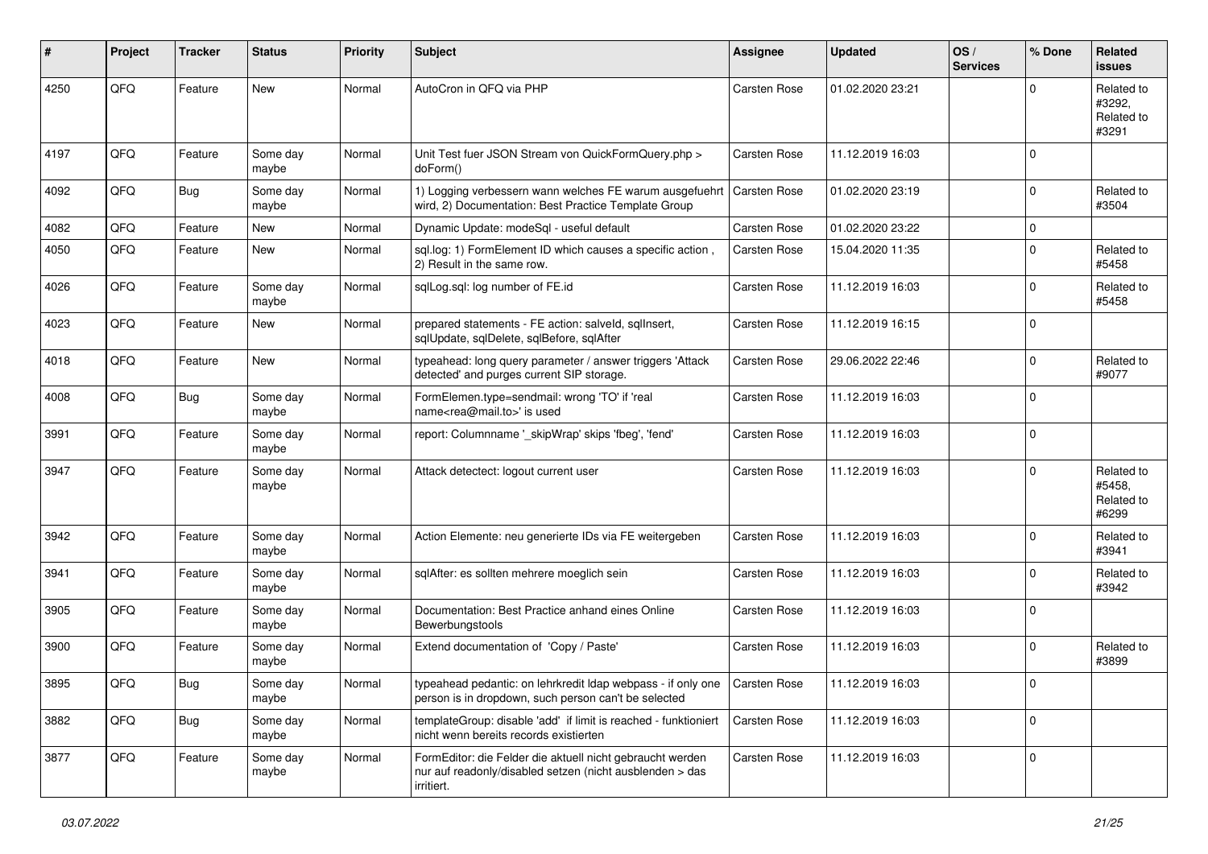| # | Project | Tracker | Status | Priority | Subject | Assignee | Updated | OS / Services | % Done | Related issues |
|---|---|---|---|---|---|---|---|---|---|---|
| 4250 | QFQ | Feature | New | Normal | AutoCron in QFQ via PHP | Carsten Rose | 01.02.2020 23:21 | | 0 | Related to #3292, Related to #3291 |
| 4197 | QFQ | Feature | Some day maybe | Normal | Unit Test fuer JSON Stream von QuickFormQuery.php > doForm() | Carsten Rose | 11.12.2019 16:03 | | 0 | |
| 4092 | QFQ | Bug | Some day maybe | Normal | 1) Logging verbessern wann welches FE warum ausgefuehrt wird, 2) Documentation: Best Practice Template Group | Carsten Rose | 01.02.2020 23:19 | | 0 | Related to #3504 |
| 4082 | QFQ | Feature | New | Normal | Dynamic Update: modeSql - useful default | Carsten Rose | 01.02.2020 23:22 | | 0 | |
| 4050 | QFQ | Feature | New | Normal | sql.log: 1) FormElement ID which causes a specific action , 2) Result in the same row. | Carsten Rose | 15.04.2020 11:35 | | 0 | Related to #5458 |
| 4026 | QFQ | Feature | Some day maybe | Normal | sqlLog.sql: log number of FE.id | Carsten Rose | 11.12.2019 16:03 | | 0 | Related to #5458 |
| 4023 | QFQ | Feature | New | Normal | prepared statements - FE action: salveId, sqlInsert, sqlUpdate, sqlDelete, sqlBefore, sqlAfter | Carsten Rose | 11.12.2019 16:15 | | 0 | |
| 4018 | QFQ | Feature | New | Normal | typeahead: long query parameter / answer triggers 'Attack detected' and purges current SIP storage. | Carsten Rose | 29.06.2022 22:46 | | 0 | Related to #9077 |
| 4008 | QFQ | Bug | Some day maybe | Normal | FormElemen.type=sendmail: wrong 'TO' if 'real name<rea@mail.to>' is used | Carsten Rose | 11.12.2019 16:03 | | 0 | |
| 3991 | QFQ | Feature | Some day maybe | Normal | report: Columnname '_skipWrap' skips 'fbeg', 'fend' | Carsten Rose | 11.12.2019 16:03 | | 0 | |
| 3947 | QFQ | Feature | Some day maybe | Normal | Attack detectect: logout current user | Carsten Rose | 11.12.2019 16:03 | | 0 | Related to #5458, Related to #6299 |
| 3942 | QFQ | Feature | Some day maybe | Normal | Action Elemente: neu generierte IDs via FE weitergeben | Carsten Rose | 11.12.2019 16:03 | | 0 | Related to #3941 |
| 3941 | QFQ | Feature | Some day maybe | Normal | sqlAfter: es sollten mehrere moeglich sein | Carsten Rose | 11.12.2019 16:03 | | 0 | Related to #3942 |
| 3905 | QFQ | Feature | Some day maybe | Normal | Documentation: Best Practice anhand eines Online Bewerbungstools | Carsten Rose | 11.12.2019 16:03 | | 0 | |
| 3900 | QFQ | Feature | Some day maybe | Normal | Extend documentation of 'Copy / Paste' | Carsten Rose | 11.12.2019 16:03 | | 0 | Related to #3899 |
| 3895 | QFQ | Bug | Some day maybe | Normal | typeahead pedantic: on lehrkredit ldap webpass - if only one person is in dropdown, such person can't be selected | Carsten Rose | 11.12.2019 16:03 | | 0 | |
| 3882 | QFQ | Bug | Some day maybe | Normal | templateGroup: disable 'add' if limit is reached - funktioniert nicht wenn bereits records existierten | Carsten Rose | 11.12.2019 16:03 | | 0 | |
| 3877 | QFQ | Feature | Some day maybe | Normal | FormEditor: die Felder die aktuell nicht gebraucht werden nur auf readonly/disabled setzen (nicht ausblenden > das irritiert. | Carsten Rose | 11.12.2019 16:03 | | 0 | |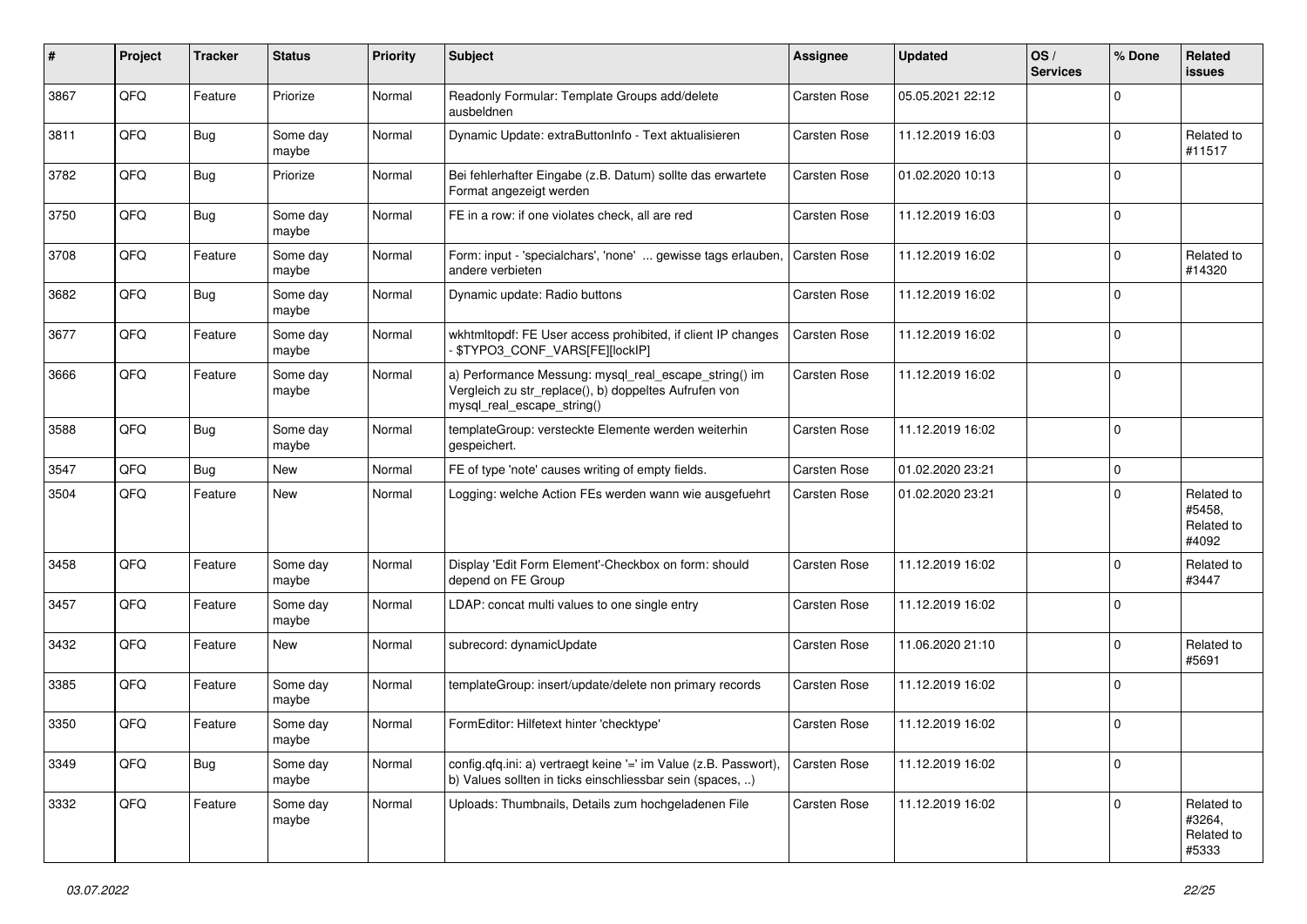| # | Project | Tracker | Status | Priority | Subject | Assignee | Updated | OS / Services | % Done | Related issues |
|---|---|---|---|---|---|---|---|---|---|---|
| 3867 | QFQ | Feature | Priorize | Normal | Readonly Formular: Template Groups add/delete ausbeldnen | Carsten Rose | 05.05.2021 22:12 | | 0 | |
| 3811 | QFQ | Bug | Some day maybe | Normal | Dynamic Update: extraButtonInfo - Text aktualisieren | Carsten Rose | 11.12.2019 16:03 | | 0 | Related to #11517 |
| 3782 | QFQ | Bug | Priorize | Normal | Bei fehlerhafter Eingabe (z.B. Datum) sollte das erwartete Format angezeigt werden | Carsten Rose | 01.02.2020 10:13 | | 0 | |
| 3750 | QFQ | Bug | Some day maybe | Normal | FE in a row: if one violates check, all are red | Carsten Rose | 11.12.2019 16:03 | | 0 | |
| 3708 | QFQ | Feature | Some day maybe | Normal | Form: input - 'specialchars', 'none' ... gewisse tags erlauben, andere verbieten | Carsten Rose | 11.12.2019 16:02 | | 0 | Related to #14320 |
| 3682 | QFQ | Bug | Some day maybe | Normal | Dynamic update: Radio buttons | Carsten Rose | 11.12.2019 16:02 | | 0 | |
| 3677 | QFQ | Feature | Some day maybe | Normal | wkhtmltopdf: FE User access prohibited, if client IP changes - $TYPO3_CONF_VARS[FE][lockIP] | Carsten Rose | 11.12.2019 16:02 | | 0 | |
| 3666 | QFQ | Feature | Some day maybe | Normal | a) Performance Messung: mysql_real_escape_string() im Vergleich zu str_replace(), b) doppeltes Aufrufen von mysql_real_escape_string() | Carsten Rose | 11.12.2019 16:02 | | 0 | |
| 3588 | QFQ | Bug | Some day maybe | Normal | templateGroup: versteckte Elemente werden weiterhin gespeichert. | Carsten Rose | 11.12.2019 16:02 | | 0 | |
| 3547 | QFQ | Bug | New | Normal | FE of type 'note' causes writing of empty fields. | Carsten Rose | 01.02.2020 23:21 | | 0 | |
| 3504 | QFQ | Feature | New | Normal | Logging: welche Action FEs werden wann wie ausgefuehrt | Carsten Rose | 01.02.2020 23:21 | | 0 | Related to #5458, Related to #4092 |
| 3458 | QFQ | Feature | Some day maybe | Normal | Display 'Edit Form Element'-Checkbox on form: should depend on FE Group | Carsten Rose | 11.12.2019 16:02 | | 0 | Related to #3447 |
| 3457 | QFQ | Feature | Some day maybe | Normal | LDAP: concat multi values to one single entry | Carsten Rose | 11.12.2019 16:02 | | 0 | |
| 3432 | QFQ | Feature | New | Normal | subrecord: dynamicUpdate | Carsten Rose | 11.06.2020 21:10 | | 0 | Related to #5691 |
| 3385 | QFQ | Feature | Some day maybe | Normal | templateGroup: insert/update/delete non primary records | Carsten Rose | 11.12.2019 16:02 | | 0 | |
| 3350 | QFQ | Feature | Some day maybe | Normal | FormEditor: Hilfetext hinter 'checktype' | Carsten Rose | 11.12.2019 16:02 | | 0 | |
| 3349 | QFQ | Bug | Some day maybe | Normal | config.qfq.ini: a) vertraegt keine '=' im Value (z.B. Passwort), b) Values sollten in ticks einschliessbar sein (spaces, ..) | Carsten Rose | 11.12.2019 16:02 | | 0 | |
| 3332 | QFQ | Feature | Some day maybe | Normal | Uploads: Thumbnails, Details zum hochgeladenen File | Carsten Rose | 11.12.2019 16:02 | | 0 | Related to #3264, Related to #5333 |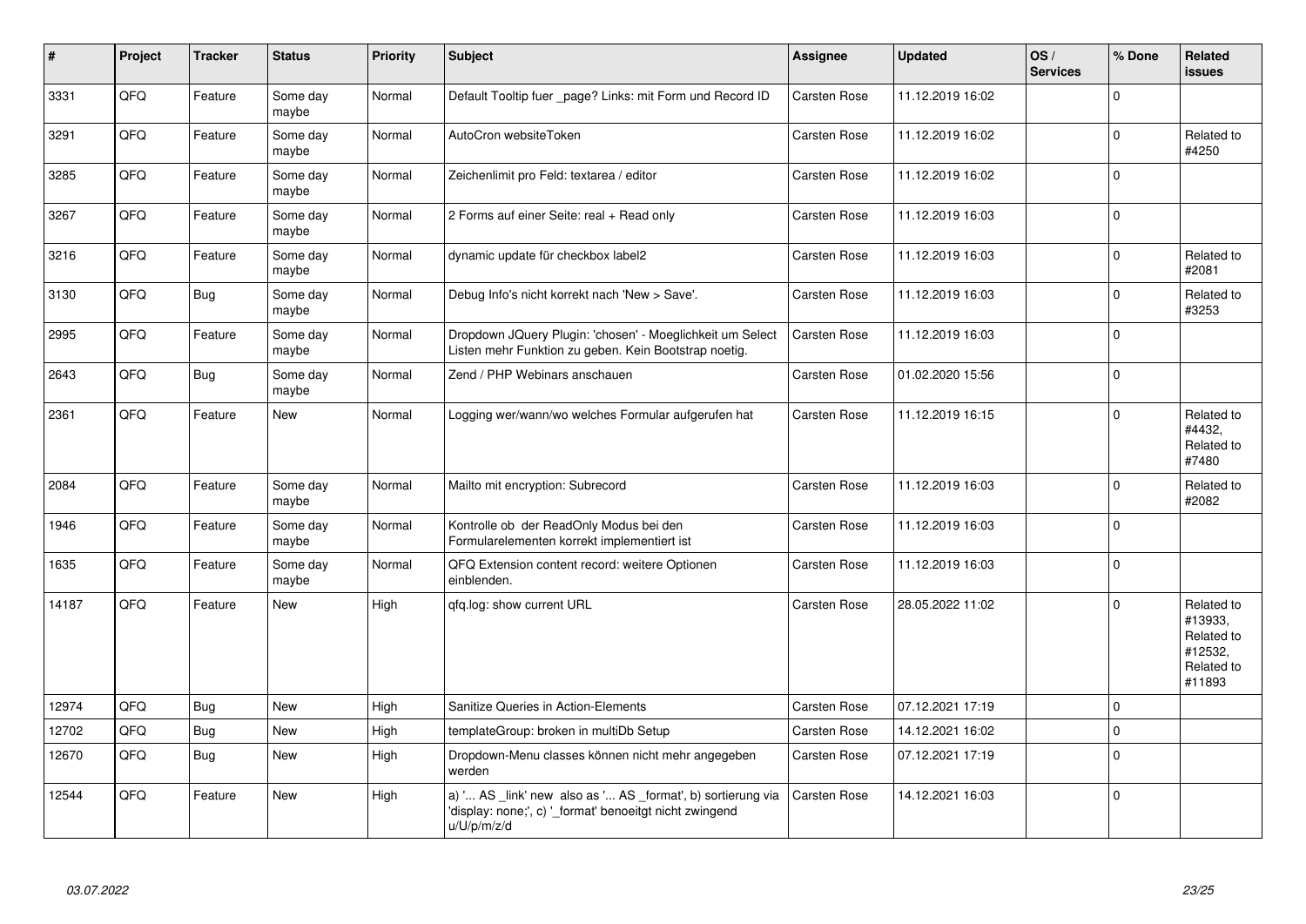| # | Project | Tracker | Status | Priority | Subject | Assignee | Updated | OS / Services | % Done | Related issues |
|---|---|---|---|---|---|---|---|---|---|---|
| 3331 | QFQ | Feature | Some day maybe | Normal | Default Tooltip fuer _page? Links: mit Form und Record ID | Carsten Rose | 11.12.2019 16:02 | | 0 | |
| 3291 | QFQ | Feature | Some day maybe | Normal | AutoCron websiteToken | Carsten Rose | 11.12.2019 16:02 | | 0 | Related to #4250 |
| 3285 | QFQ | Feature | Some day maybe | Normal | Zeichenlimit pro Feld: textarea / editor | Carsten Rose | 11.12.2019 16:02 | | 0 | |
| 3267 | QFQ | Feature | Some day maybe | Normal | 2 Forms auf einer Seite: real + Read only | Carsten Rose | 11.12.2019 16:03 | | 0 | |
| 3216 | QFQ | Feature | Some day maybe | Normal | dynamic update für checkbox label2 | Carsten Rose | 11.12.2019 16:03 | | 0 | Related to #2081 |
| 3130 | QFQ | Bug | Some day maybe | Normal | Debug Info's nicht korrekt nach 'New > Save'. | Carsten Rose | 11.12.2019 16:03 | | 0 | Related to #3253 |
| 2995 | QFQ | Feature | Some day maybe | Normal | Dropdown JQuery Plugin: 'chosen' - Moeglichkeit um Select Listen mehr Funktion zu geben. Kein Bootstrap noetig. | Carsten Rose | 11.12.2019 16:03 | | 0 | |
| 2643 | QFQ | Bug | Some day maybe | Normal | Zend / PHP Webinars anschauen | Carsten Rose | 01.02.2020 15:56 | | 0 | |
| 2361 | QFQ | Feature | New | Normal | Logging wer/wann/wo welches Formular aufgerufen hat | Carsten Rose | 11.12.2019 16:15 | | 0 | Related to #4432, Related to #7480 |
| 2084 | QFQ | Feature | Some day maybe | Normal | Mailto mit encryption: Subrecord | Carsten Rose | 11.12.2019 16:03 | | 0 | Related to #2082 |
| 1946 | QFQ | Feature | Some day maybe | Normal | Kontrolle ob der ReadOnly Modus bei den Formularelementen korrekt implementiert ist | Carsten Rose | 11.12.2019 16:03 | | 0 | |
| 1635 | QFQ | Feature | Some day maybe | Normal | QFQ Extension content record: weitere Optionen einblenden. | Carsten Rose | 11.12.2019 16:03 | | 0 | |
| 14187 | QFQ | Feature | New | High | qfq.log: show current URL | Carsten Rose | 28.05.2022 11:02 | | 0 | Related to #13933, Related to #12532, Related to #11893 |
| 12974 | QFQ | Bug | New | High | Sanitize Queries in Action-Elements | Carsten Rose | 07.12.2021 17:19 | | 0 | |
| 12702 | QFQ | Bug | New | High | templateGroup: broken in multiDb Setup | Carsten Rose | 14.12.2021 16:02 | | 0 | |
| 12670 | QFQ | Bug | New | High | Dropdown-Menu classes können nicht mehr angegeben werden | Carsten Rose | 07.12.2021 17:19 | | 0 | |
| 12544 | QFQ | Feature | New | High | a) '... AS _link' new also as '... AS _format', b) sortierung via 'display: none;', c) '_format' benoeitgt nicht zwingend u/U/p/m/z/d | Carsten Rose | 14.12.2021 16:03 | | 0 | |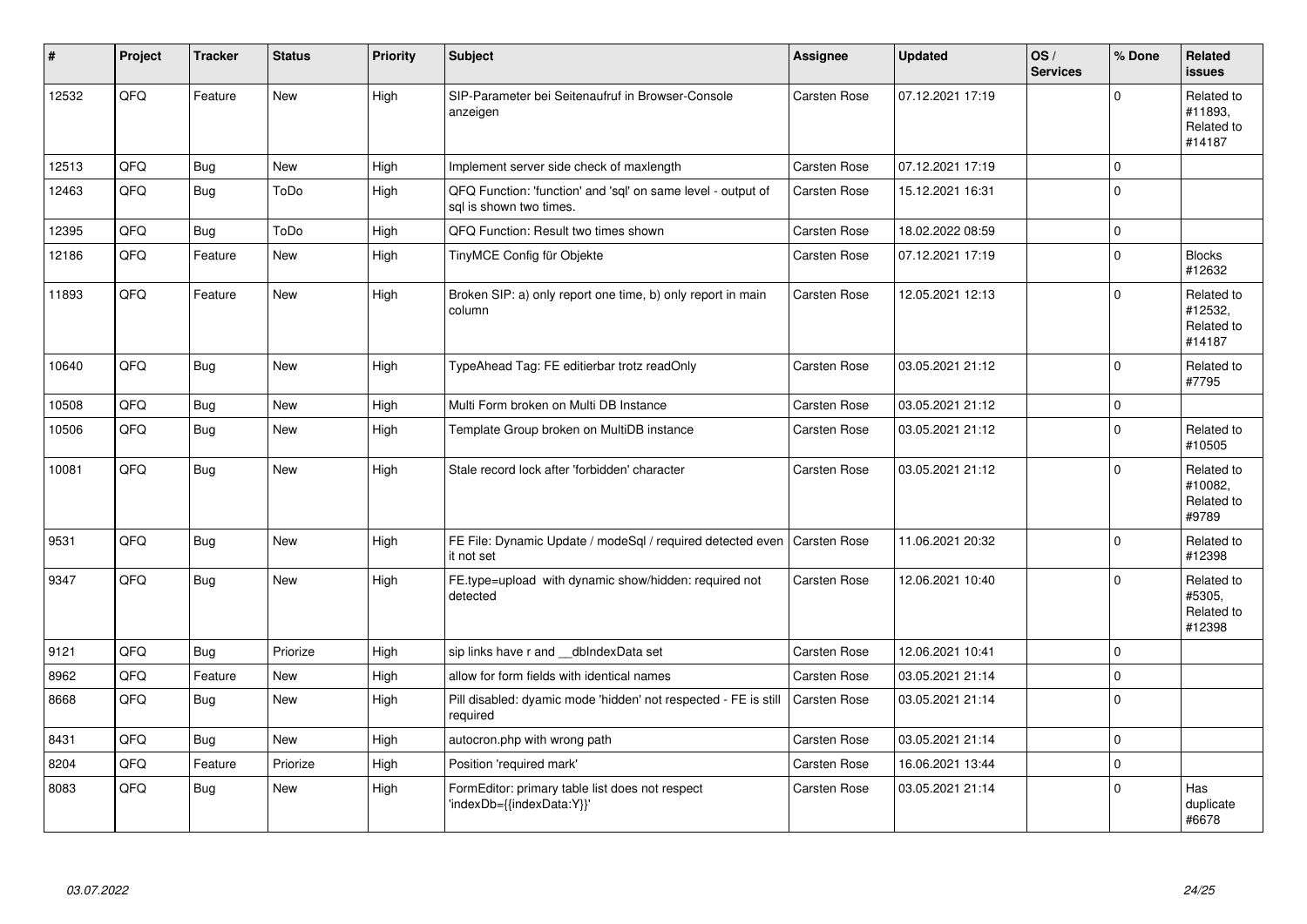| # | Project | Tracker | Status | Priority | Subject | Assignee | Updated | OS / Services | % Done | Related issues |
|---|---|---|---|---|---|---|---|---|---|---|
| 12532 | QFQ | Feature | New | High | SIP-Parameter bei Seitenaufruf in Browser-Console anzeigen | Carsten Rose | 07.12.2021 17:19 | | 0 | Related to #11893, Related to #14187 |
| 12513 | QFQ | Bug | New | High | Implement server side check of maxlength | Carsten Rose | 07.12.2021 17:19 | | 0 | |
| 12463 | QFQ | Bug | ToDo | High | QFQ Function: 'function' and 'sql' on same level - output of sql is shown two times. | Carsten Rose | 15.12.2021 16:31 | | 0 | |
| 12395 | QFQ | Bug | ToDo | High | QFQ Function: Result two times shown | Carsten Rose | 18.02.2022 08:59 | | 0 | |
| 12186 | QFQ | Feature | New | High | TinyMCE Config für Objekte | Carsten Rose | 07.12.2021 17:19 | | 0 | Blocks #12632 |
| 11893 | QFQ | Feature | New | High | Broken SIP: a) only report one time, b) only report in main column | Carsten Rose | 12.05.2021 12:13 | | 0 | Related to #12532, Related to #14187 |
| 10640 | QFQ | Bug | New | High | TypeAhead Tag: FE editierbar trotz readOnly | Carsten Rose | 03.05.2021 21:12 | | 0 | Related to #7795 |
| 10508 | QFQ | Bug | New | High | Multi Form broken on Multi DB Instance | Carsten Rose | 03.05.2021 21:12 | | 0 | |
| 10506 | QFQ | Bug | New | High | Template Group broken on MultiDB instance | Carsten Rose | 03.05.2021 21:12 | | 0 | Related to #10505 |
| 10081 | QFQ | Bug | New | High | Stale record lock after 'forbidden' character | Carsten Rose | 03.05.2021 21:12 | | 0 | Related to #10082, Related to #9789 |
| 9531 | QFQ | Bug | New | High | FE File: Dynamic Update / modeSql / required detected even it not set | Carsten Rose | 11.06.2021 20:32 | | 0 | Related to #12398 |
| 9347 | QFQ | Bug | New | High | FE.type=upload with dynamic show/hidden: required not detected | Carsten Rose | 12.06.2021 10:40 | | 0 | Related to #5305, Related to #12398 |
| 9121 | QFQ | Bug | Priorize | High | sip links have r and __dbIndexData set | Carsten Rose | 12.06.2021 10:41 | | 0 | |
| 8962 | QFQ | Feature | New | High | allow for form fields with identical names | Carsten Rose | 03.05.2021 21:14 | | 0 | |
| 8668 | QFQ | Bug | New | High | Pill disabled: dyamic mode 'hidden' not respected - FE is still required | Carsten Rose | 03.05.2021 21:14 | | 0 | |
| 8431 | QFQ | Bug | New | High | autocron.php with wrong path | Carsten Rose | 03.05.2021 21:14 | | 0 | |
| 8204 | QFQ | Feature | Priorize | High | Position 'required mark' | Carsten Rose | 16.06.2021 13:44 | | 0 | |
| 8083 | QFQ | Bug | New | High | FormEditor: primary table list does not respect 'indexDb={{indexData:Y}}' | Carsten Rose | 03.05.2021 21:14 | | 0 | Has duplicate #6678 |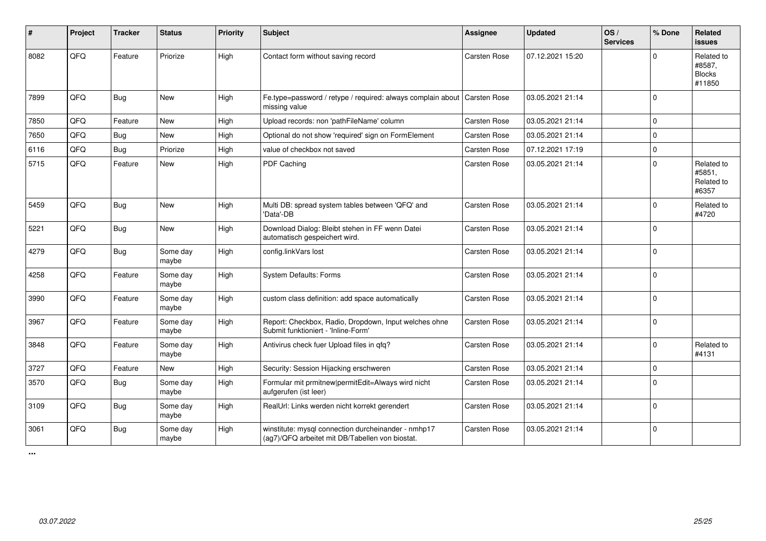| # | Project | Tracker | Status | Priority | Subject | Assignee | Updated | OS / Services | % Done | Related issues |
|---|---|---|---|---|---|---|---|---|---|---|
| 8082 | QFQ | Feature | Priorize | High | Contact form without saving record | Carsten Rose | 07.12.2021 15:20 | | 0 | Related to #8587, Blocks #11850 |
| 7899 | QFQ | Bug | New | High | Fe.type=password / retype / required: always complain about missing value | Carsten Rose | 03.05.2021 21:14 | | 0 | |
| 7850 | QFQ | Feature | New | High | Upload records: non 'pathFileName' column | Carsten Rose | 03.05.2021 21:14 | | 0 | |
| 7650 | QFQ | Bug | New | High | Optional do not show 'required' sign on FormElement | Carsten Rose | 03.05.2021 21:14 | | 0 | |
| 6116 | QFQ | Bug | Priorize | High | value of checkbox not saved | Carsten Rose | 07.12.2021 17:19 | | 0 | |
| 5715 | QFQ | Feature | New | High | PDF Caching | Carsten Rose | 03.05.2021 21:14 | | 0 | Related to #5851, Related to #6357 |
| 5459 | QFQ | Bug | New | High | Multi DB: spread system tables between 'QFQ' and 'Data'-DB | Carsten Rose | 03.05.2021 21:14 | | 0 | Related to #4720 |
| 5221 | QFQ | Bug | New | High | Download Dialog: Bleibt stehen in FF wenn Datei automatisch gespeichert wird. | Carsten Rose | 03.05.2021 21:14 | | 0 | |
| 4279 | QFQ | Bug | Some day maybe | High | config.linkVars lost | Carsten Rose | 03.05.2021 21:14 | | 0 | |
| 4258 | QFQ | Feature | Some day maybe | High | System Defaults: Forms | Carsten Rose | 03.05.2021 21:14 | | 0 | |
| 3990 | QFQ | Feature | Some day maybe | High | custom class definition: add space automatically | Carsten Rose | 03.05.2021 21:14 | | 0 | |
| 3967 | QFQ | Feature | Some day maybe | High | Report: Checkbox, Radio, Dropdown, Input welches ohne Submit funktioniert - 'Inline-Form' | Carsten Rose | 03.05.2021 21:14 | | 0 | |
| 3848 | QFQ | Feature | Some day maybe | High | Antivirus check fuer Upload files in qfq? | Carsten Rose | 03.05.2021 21:14 | | 0 | Related to #4131 |
| 3727 | QFQ | Feature | New | High | Security: Session Hijacking erschweren | Carsten Rose | 03.05.2021 21:14 | | 0 | |
| 3570 | QFQ | Bug | Some day maybe | High | Formular mit prmitnew\|permitEdit=Always wird nicht aufgerufen (ist leer) | Carsten Rose | 03.05.2021 21:14 | | 0 | |
| 3109 | QFQ | Bug | Some day maybe | High | RealUrl: Links werden nicht korrekt gerendert | Carsten Rose | 03.05.2021 21:14 | | 0 | |
| 3061 | QFQ | Bug | Some day maybe | High | winstitute: mysql connection durcheinander - nmhp17 (ag7)/QFQ arbeitet mit DB/Tabellen von biostat. | Carsten Rose | 03.05.2021 21:14 | | 0 | |

...